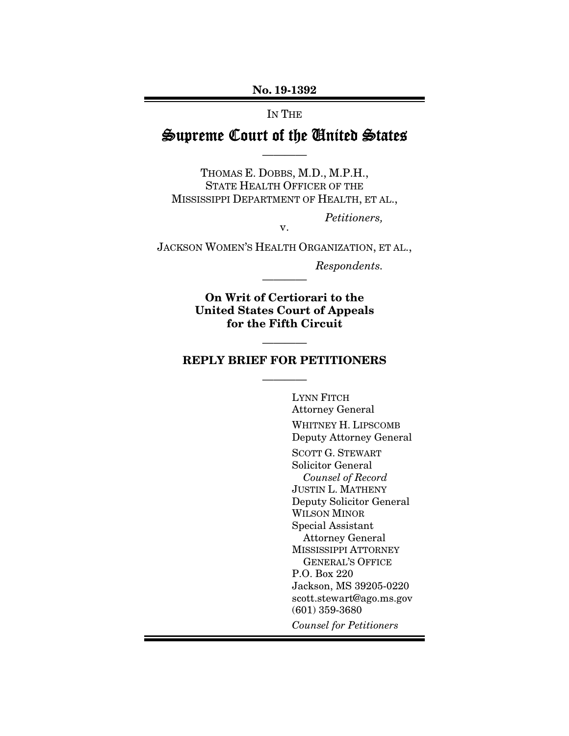**No. 19-1392**

IN THE

# Supreme Court of the United States

————

THOMAS E. DOBBS, M.D., M.P.H.,
STATE HEALTH OFFICER OF THE
MISSISSIPPI DEPARTMENT OF HEALTH, ET AL.,

*Petitioners,*

v.

JACKSON WOMEN'S HEALTH ORGANIZATION, ET AL.,

*Respondents.*

————

**On Writ of Certiorari to the United States Court of Appeals for the Fifth Circuit**

————

## REPLY BRIEF FOR PETITIONERS

————

LYNN FITCH
Attorney General

WHITNEY H. LIPSCOMB
Deputy Attorney General

SCOTT G. STEWART
Solicitor General
*Counsel of Record*
JUSTIN L. MATHENY
Deputy Solicitor General
WILSON MINOR
Special Assistant
Attorney General
MISSISSIPPI ATTORNEY
GENERAL'S OFFICE
P.O. Box 220
Jackson, MS 39205-0220
scott.stewart@ago.ms.gov
(601) 359-3680

*Counsel for Petitioners*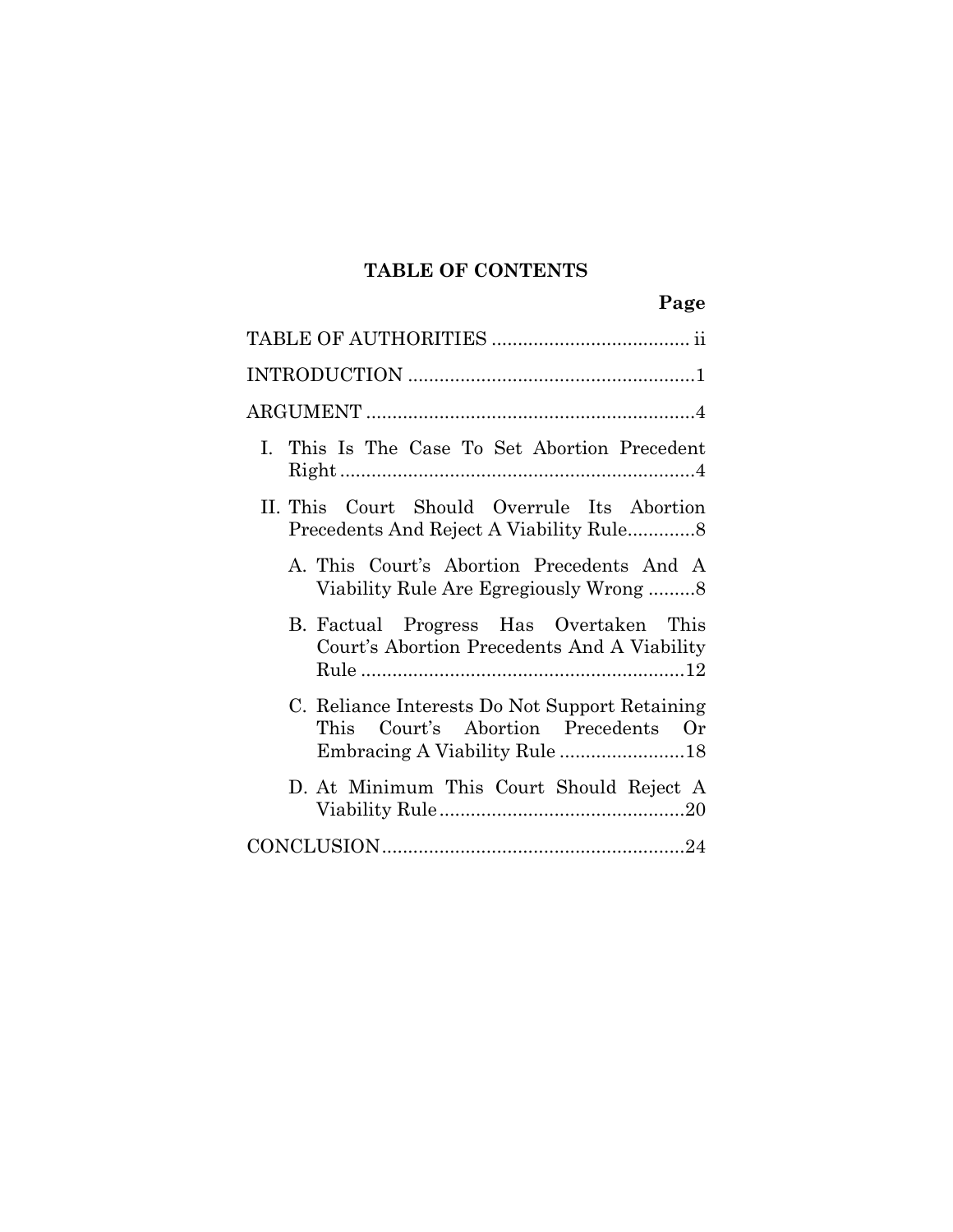## TABLE OF CONTENTS

| | Page |
|---|---|
| TABLE OF AUTHORITIES | ii |
| INTRODUCTION | 1 |
| ARGUMENT | 4 |
| I. This Is The Case To Set Abortion Precedent Right | 4 |
| II. This Court Should Overrule Its Abortion Precedents And Reject A Viability Rule | 8 |
| A. This Court's Abortion Precedents And A Viability Rule Are Egregiously Wrong | 8 |
| B. Factual Progress Has Overtaken This Court's Abortion Precedents And A Viability Rule | 12 |
| C. Reliance Interests Do Not Support Retaining This Court's Abortion Precedents Or Embracing A Viability Rule | 18 |
| D. At Minimum This Court Should Reject A Viability Rule | 20 |
| CONCLUSION | 24 |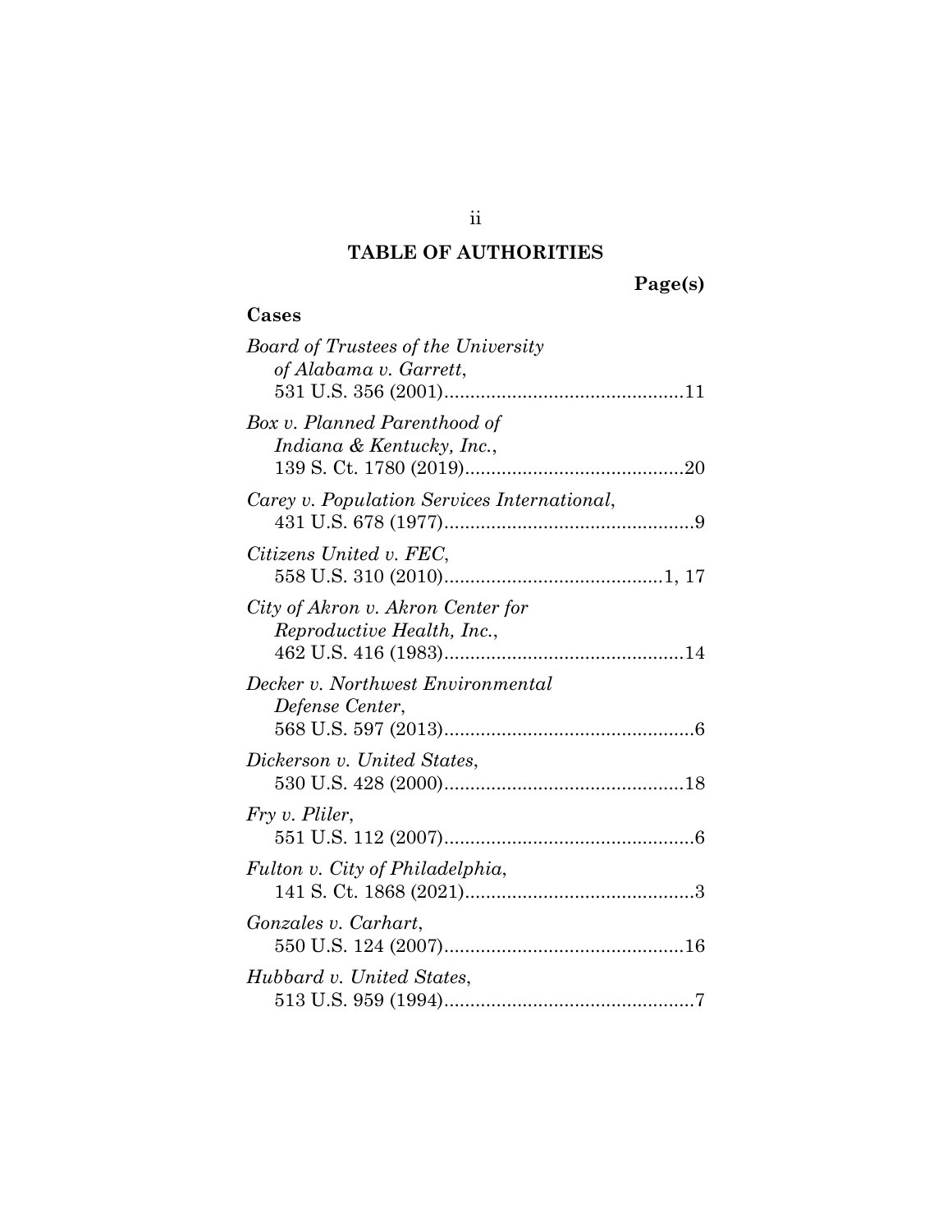# TABLE OF AUTHORITIES

**Page(s)**

## Cases

*Board of Trustees of the University of Alabama v. Garrett*, 531 U.S. 356 (2001) .......... 11

*Box v. Planned Parenthood of Indiana & Kentucky, Inc.*, 139 S. Ct. 1780 (2019) .......... 20

*Carey v. Population Services International*, 431 U.S. 678 (1977) .......... 9

*Citizens United v. FEC*, 558 U.S. 310 (2010) .......... 1, 17

*City of Akron v. Akron Center for Reproductive Health, Inc.*, 462 U.S. 416 (1983) .......... 14

*Decker v. Northwest Environmental Defense Center*, 568 U.S. 597 (2013) .......... 6

*Dickerson v. United States*, 530 U.S. 428 (2000) .......... 18

*Fry v. Pliler*, 551 U.S. 112 (2007) .......... 6

*Fulton v. City of Philadelphia*, 141 S. Ct. 1868 (2021) .......... 3

*Gonzales v. Carhart*, 550 U.S. 124 (2007) .......... 16

*Hubbard v. United States*, 513 U.S. 959 (1994) .......... 7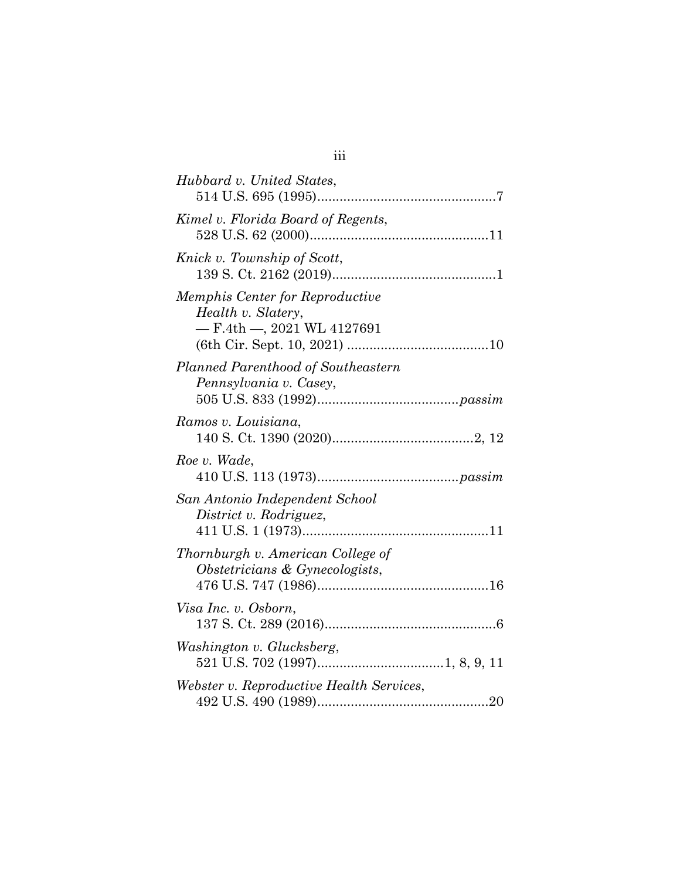*Hubbard v. United States*,
514 U.S. 695 (1995)................................................7

*Kimel v. Florida Board of Regents*,
528 U.S. 62 (2000)................................................11

*Knick v. Township of Scott*,
139 S. Ct. 2162 (2019)............................................1

*Memphis Center for Reproductive Health v. Slatery*,
— F.4th —, 2021 WL 4127691
(6th Cir. Sept. 10, 2021) ......................................10

*Planned Parenthood of Southeastern Pennsylvania v. Casey*,
505 U.S. 833 (1992)......................................*passim*

*Ramos v. Louisiana*,
140 S. Ct. 1390 (2020)......................................2, 12

*Roe v. Wade*,
410 U.S. 113 (1973)......................................*passim*

*San Antonio Independent School District v. Rodriguez*,
411 U.S. 1 (1973)..................................................11

*Thornburgh v. American College of Obstetricians & Gynecologists*,
476 U.S. 747 (1986)..............................................16

*Visa Inc. v. Osborn*,
137 S. Ct. 289 (2016)..............................................6

*Washington v. Glucksberg*,
521 U.S. 702 (1997)..................................1, 8, 9, 11

*Webster v. Reproductive Health Services*,
492 U.S. 490 (1989)..............................................20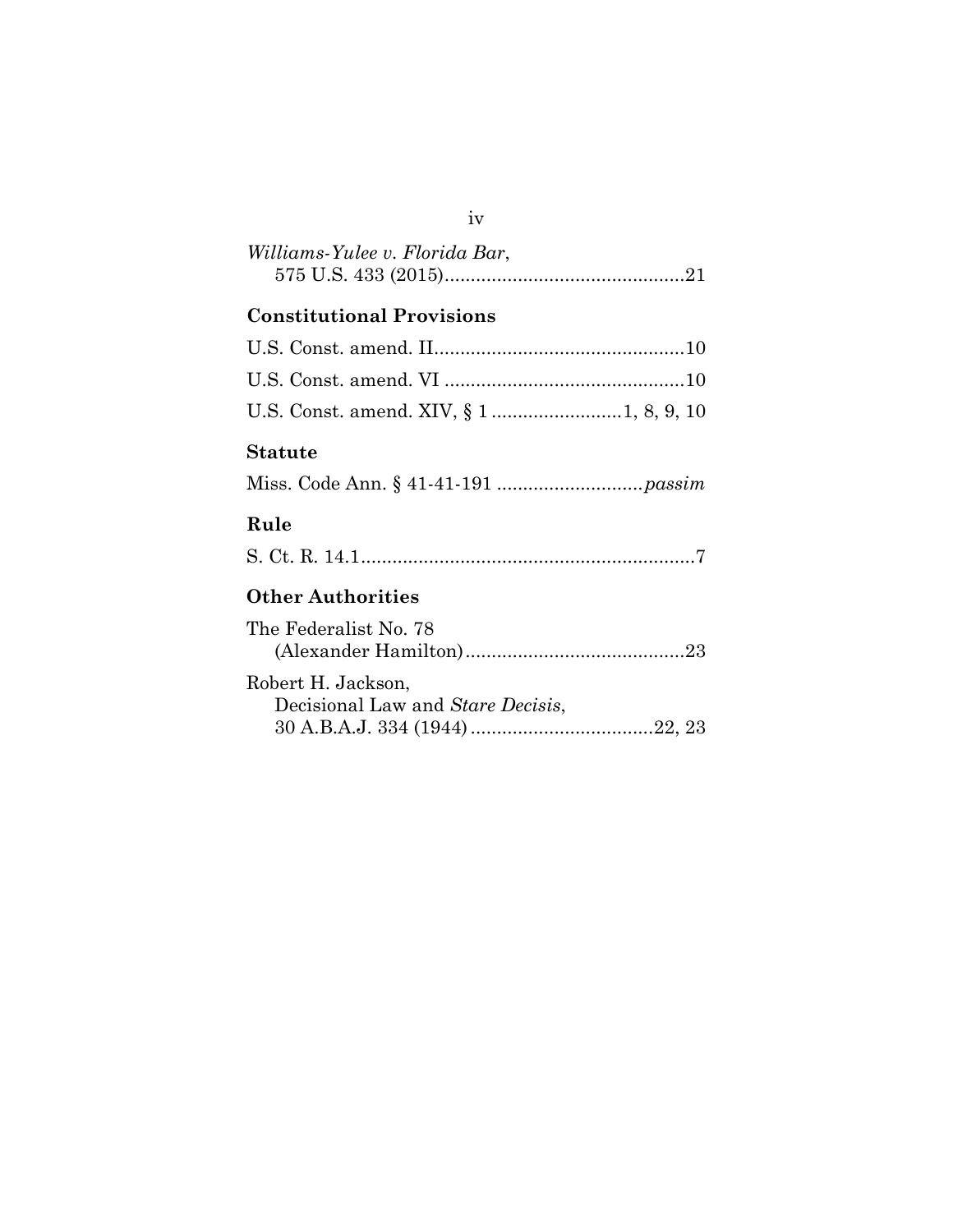*Williams-Yulee v. Florida Bar*,
575 U.S. 433 (2015)..............................................21

### Constitutional Provisions

U.S. Const. amend. II................................................10

U.S. Const. amend. VI ..............................................10

U.S. Const. amend. XIV, § 1 .........................1, 8, 9, 10

### Statute

Miss. Code Ann. § 41-41-191 ............................*passim*

### Rule

S. Ct. R. 14.1................................................................7

### Other Authorities

The Federalist No. 78
(Alexander Hamilton)..........................................23

Robert H. Jackson,
Decisional Law and *Stare Decisis*,
30 A.B.A.J. 334 (1944)...................................22, 23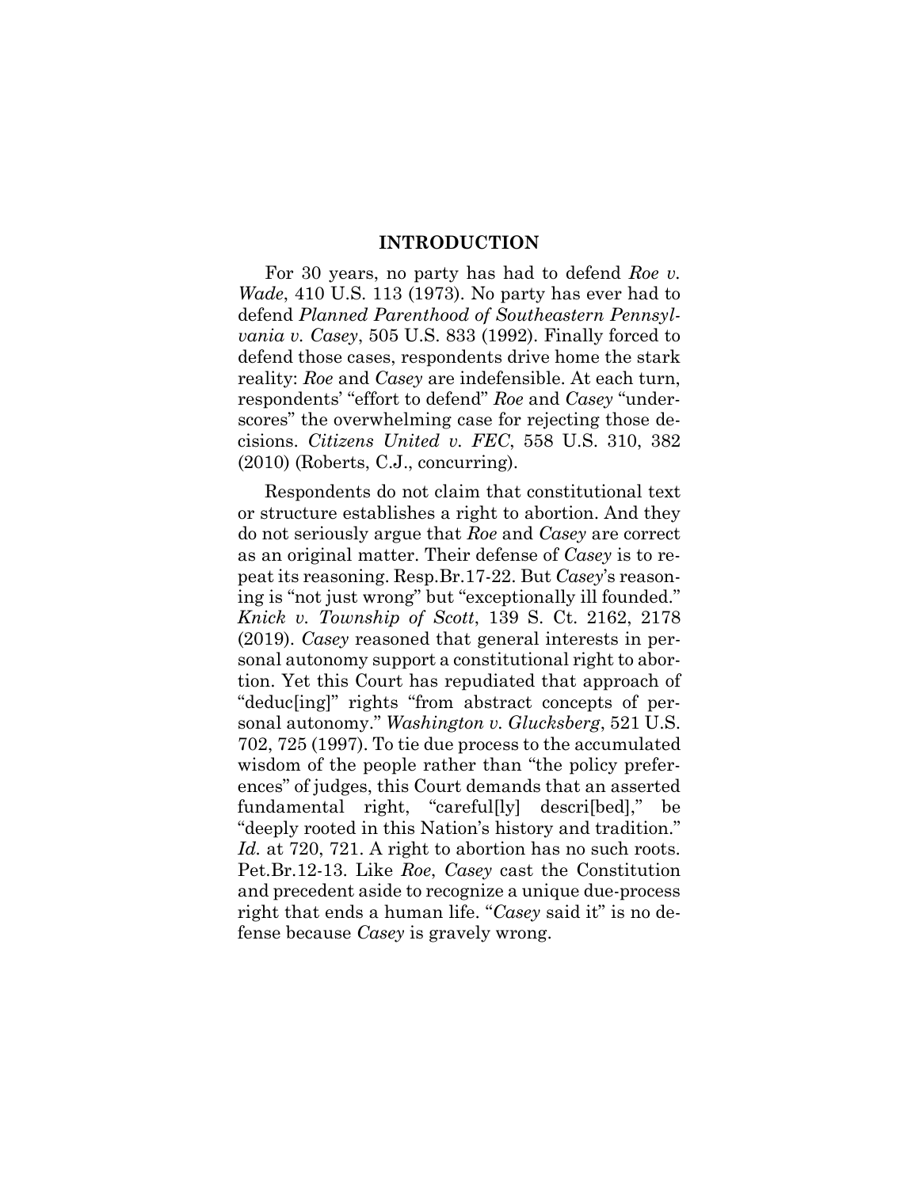## INTRODUCTION

For 30 years, no party has had to defend *Roe v. Wade*, 410 U.S. 113 (1973). No party has ever had to defend *Planned Parenthood of Southeastern Pennsylvania v. Casey*, 505 U.S. 833 (1992). Finally forced to defend those cases, respondents drive home the stark reality: *Roe* and *Casey* are indefensible. At each turn, respondents' "effort to defend" *Roe* and *Casey* "underscores" the overwhelming case for rejecting those decisions. *Citizens United v. FEC*, 558 U.S. 310, 382 (2010) (Roberts, C.J., concurring).

Respondents do not claim that constitutional text or structure establishes a right to abortion. And they do not seriously argue that *Roe* and *Casey* are correct as an original matter. Their defense of *Casey* is to repeat its reasoning. Resp.Br.17-22. But *Casey*'s reasoning is "not just wrong" but "exceptionally ill founded." *Knick v. Township of Scott*, 139 S. Ct. 2162, 2178 (2019). *Casey* reasoned that general interests in personal autonomy support a constitutional right to abortion. Yet this Court has repudiated that approach of "deduc[ing]" rights "from abstract concepts of personal autonomy." *Washington v. Glucksberg*, 521 U.S. 702, 725 (1997). To tie due process to the accumulated wisdom of the people rather than "the policy preferences" of judges, this Court demands that an asserted fundamental right, "careful[ly] descri[bed]," be "deeply rooted in this Nation's history and tradition." *Id.* at 720, 721. A right to abortion has no such roots. Pet.Br.12-13. Like *Roe*, *Casey* cast the Constitution and precedent aside to recognize a unique due-process right that ends a human life. "*Casey* said it" is no defense because *Casey* is gravely wrong.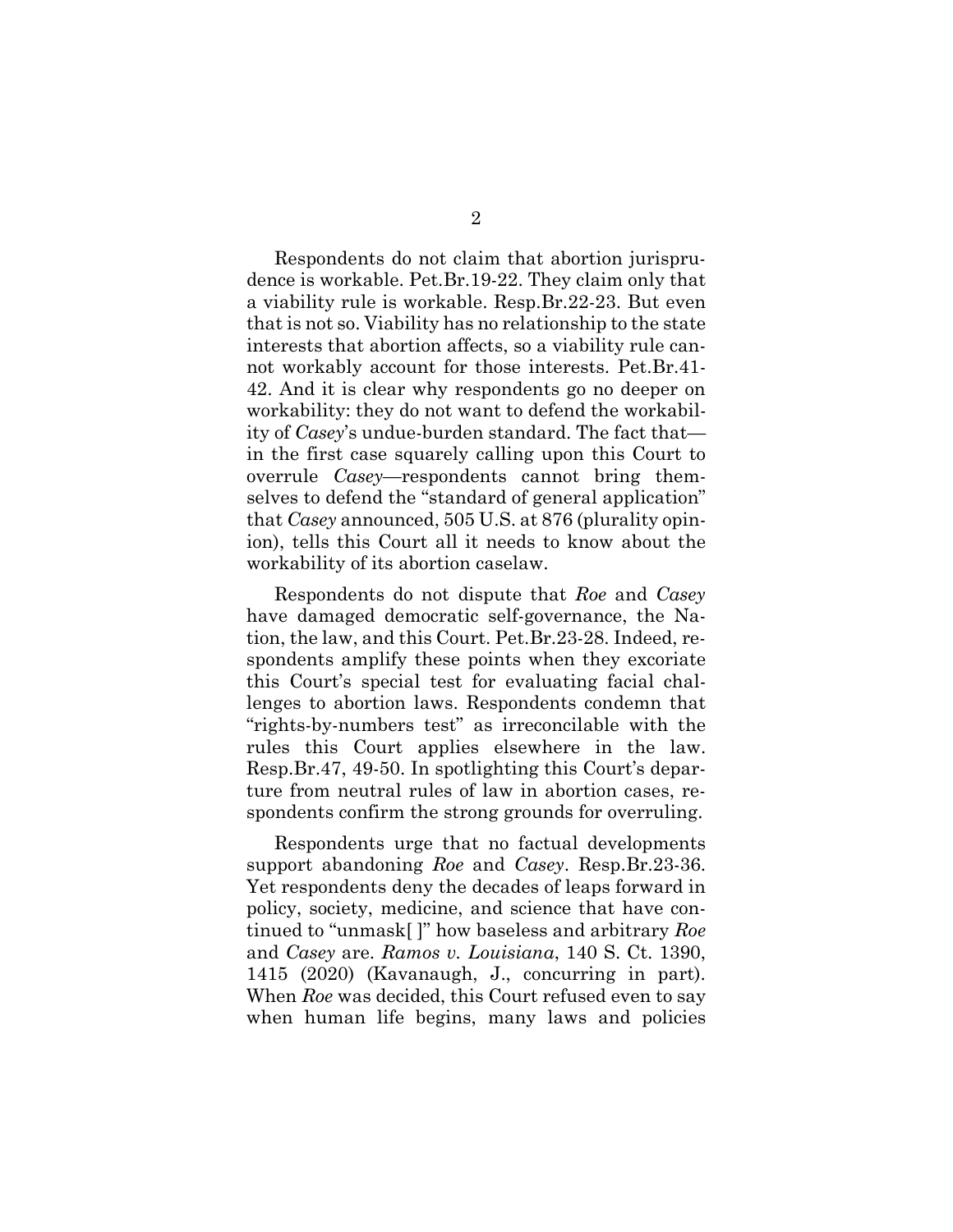Respondents do not claim that abortion jurisprudence is workable. Pet.Br.19-22. They claim only that a viability rule is workable. Resp.Br.22-23. But even that is not so. Viability has no relationship to the state interests that abortion affects, so a viability rule cannot workably account for those interests. Pet.Br.41-42. And it is clear why respondents go no deeper on workability: they do not want to defend the workability of *Casey*'s undue-burden standard. The fact that—in the first case squarely calling upon this Court to overrule *Casey*—respondents cannot bring themselves to defend the "standard of general application" that *Casey* announced, 505 U.S. at 876 (plurality opinion), tells this Court all it needs to know about the workability of its abortion caselaw.

Respondents do not dispute that *Roe* and *Casey* have damaged democratic self-governance, the Nation, the law, and this Court. Pet.Br.23-28. Indeed, respondents amplify these points when they excoriate this Court's special test for evaluating facial challenges to abortion laws. Respondents condemn that "rights-by-numbers test" as irreconcilable with the rules this Court applies elsewhere in the law. Resp.Br.47, 49-50. In spotlighting this Court's departure from neutral rules of law in abortion cases, respondents confirm the strong grounds for overruling.

Respondents urge that no factual developments support abandoning *Roe* and *Casey*. Resp.Br.23-36. Yet respondents deny the decades of leaps forward in policy, society, medicine, and science that have continued to "unmask[ ]" how baseless and arbitrary *Roe* and *Casey* are. *Ramos v. Louisiana*, 140 S. Ct. 1390, 1415 (2020) (Kavanaugh, J., concurring in part). When *Roe* was decided, this Court refused even to say when human life begins, many laws and policies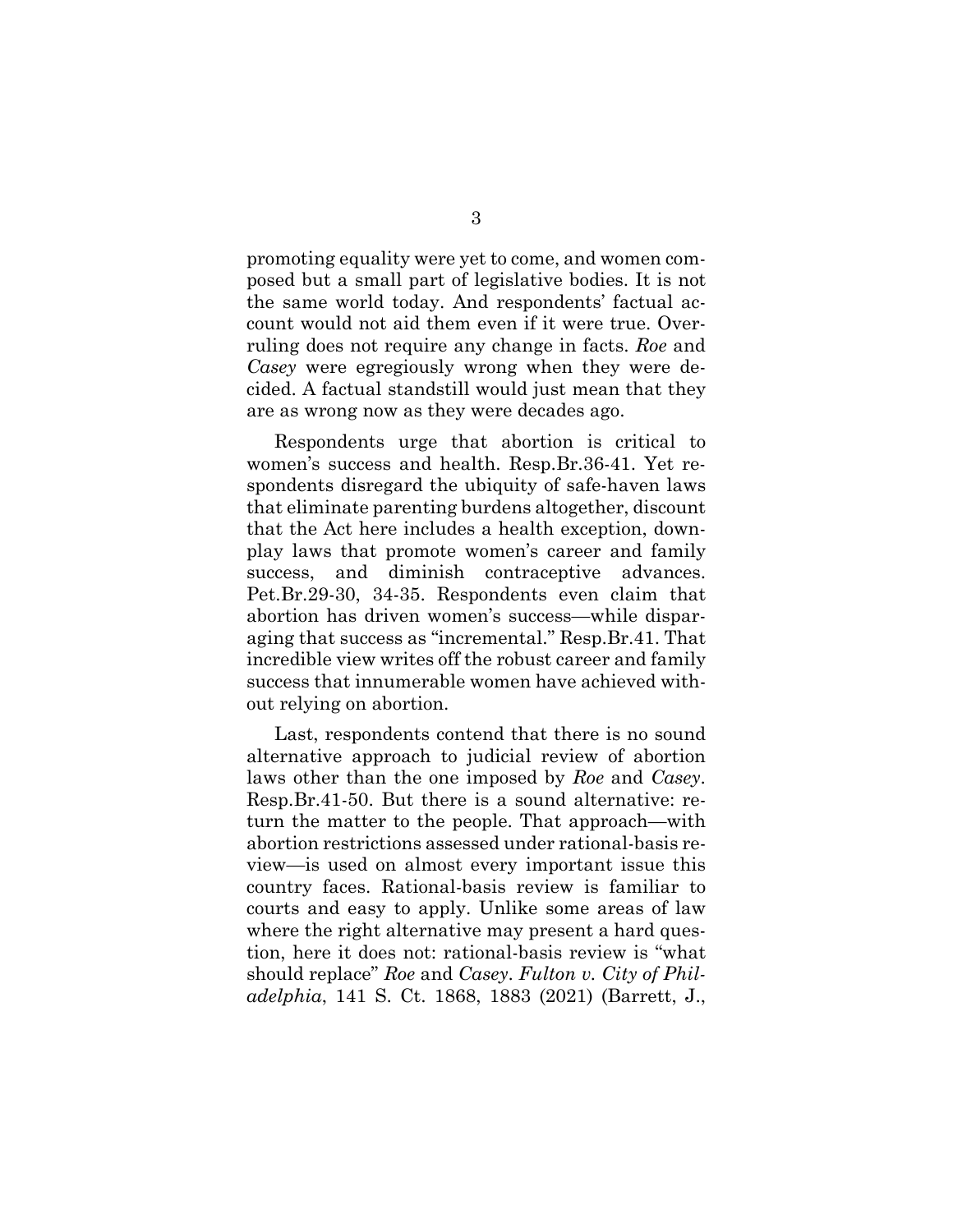promoting equality were yet to come, and women composed but a small part of legislative bodies. It is not the same world today. And respondents' factual account would not aid them even if it were true. Overruling does not require any change in facts. *Roe* and *Casey* were egregiously wrong when they were decided. A factual standstill would just mean that they are as wrong now as they were decades ago.

Respondents urge that abortion is critical to women's success and health. Resp.Br.36-41. Yet respondents disregard the ubiquity of safe-haven laws that eliminate parenting burdens altogether, discount that the Act here includes a health exception, downplay laws that promote women's career and family success, and diminish contraceptive advances. Pet.Br.29-30, 34-35. Respondents even claim that abortion has driven women's success—while disparaging that success as "incremental." Resp.Br.41. That incredible view writes off the robust career and family success that innumerable women have achieved without relying on abortion.

Last, respondents contend that there is no sound alternative approach to judicial review of abortion laws other than the one imposed by *Roe* and *Casey*. Resp.Br.41-50. But there is a sound alternative: return the matter to the people. That approach—with abortion restrictions assessed under rational-basis review—is used on almost every important issue this country faces. Rational-basis review is familiar to courts and easy to apply. Unlike some areas of law where the right alternative may present a hard question, here it does not: rational-basis review is "what should replace" *Roe* and *Casey*. *Fulton v. City of Philadelphia*, 141 S. Ct. 1868, 1883 (2021) (Barrett, J.,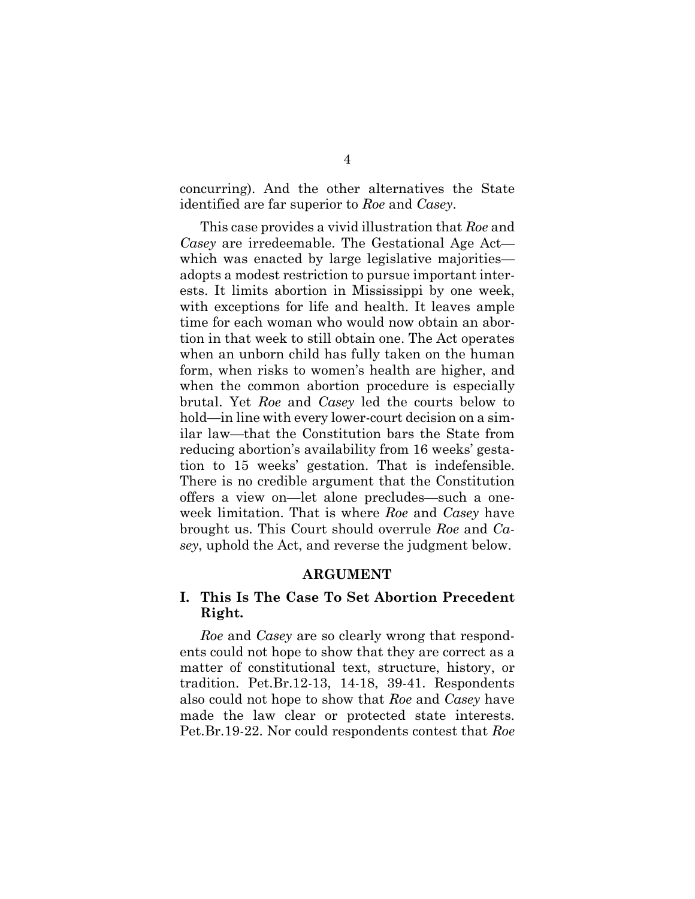concurring). And the other alternatives the State identified are far superior to *Roe* and *Casey*.

This case provides a vivid illustration that *Roe* and *Casey* are irredeemable. The Gestational Age Act—which was enacted by large legislative majorities—adopts a modest restriction to pursue important interests. It limits abortion in Mississippi by one week, with exceptions for life and health. It leaves ample time for each woman who would now obtain an abortion in that week to still obtain one. The Act operates when an unborn child has fully taken on the human form, when risks to women's health are higher, and when the common abortion procedure is especially brutal. Yet *Roe* and *Casey* led the courts below to hold—in line with every lower-court decision on a similar law—that the Constitution bars the State from reducing abortion's availability from 16 weeks' gestation to 15 weeks' gestation. That is indefensible. There is no credible argument that the Constitution offers a view on—let alone precludes—such a one-week limitation. That is where *Roe* and *Casey* have brought us. This Court should overrule *Roe* and *Casey*, uphold the Act, and reverse the judgment below.

## ARGUMENT

### I. This Is The Case To Set Abortion Precedent Right.

*Roe* and *Casey* are so clearly wrong that respondents could not hope to show that they are correct as a matter of constitutional text, structure, history, or tradition. Pet.Br.12-13, 14-18, 39-41. Respondents also could not hope to show that *Roe* and *Casey* have made the law clear or protected state interests. Pet.Br.19-22. Nor could respondents contest that *Roe*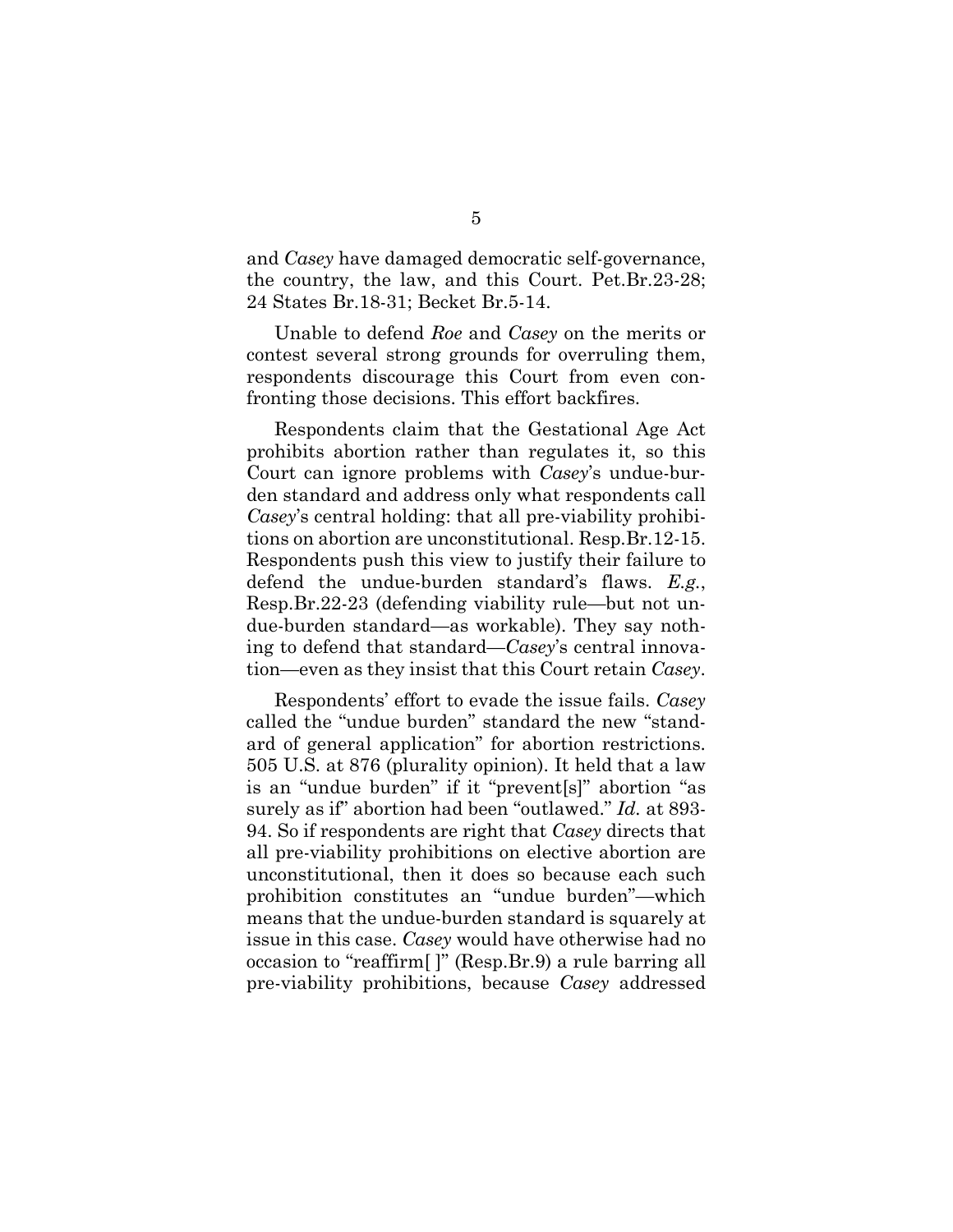and *Casey* have damaged democratic self-governance, the country, the law, and this Court. Pet.Br.23-28; 24 States Br.18-31; Becket Br.5-14.

Unable to defend *Roe* and *Casey* on the merits or contest several strong grounds for overruling them, respondents discourage this Court from even confronting those decisions. This effort backfires.

Respondents claim that the Gestational Age Act prohibits abortion rather than regulates it, so this Court can ignore problems with *Casey*'s undue-burden standard and address only what respondents call *Casey*'s central holding: that all pre-viability prohibitions on abortion are unconstitutional. Resp.Br.12-15. Respondents push this view to justify their failure to defend the undue-burden standard's flaws. *E.g.*, Resp.Br.22-23 (defending viability rule—but not undue-burden standard—as workable). They say nothing to defend that standard—*Casey*'s central innovation—even as they insist that this Court retain *Casey*.

Respondents' effort to evade the issue fails. *Casey* called the "undue burden" standard the new "standard of general application" for abortion restrictions. 505 U.S. at 876 (plurality opinion). It held that a law is an "undue burden" if it "prevent[s]" abortion "as surely as if" abortion had been "outlawed." *Id.* at 893-94. So if respondents are right that *Casey* directs that all pre-viability prohibitions on elective abortion are unconstitutional, then it does so because each such prohibition constitutes an "undue burden"—which means that the undue-burden standard is squarely at issue in this case. *Casey* would have otherwise had no occasion to "reaffirm[ ]" (Resp.Br.9) a rule barring all pre-viability prohibitions, because *Casey* addressed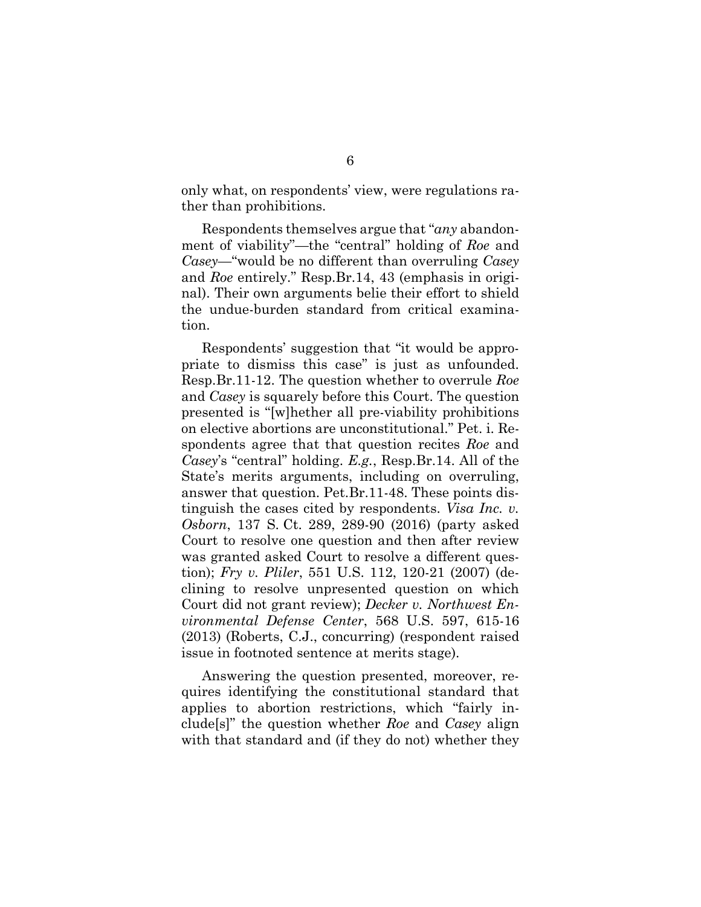only what, on respondents' view, were regulations rather than prohibitions.

Respondents themselves argue that "*any* abandonment of viability"—the "central" holding of *Roe* and *Casey*—"would be no different than overruling *Casey* and *Roe* entirely." Resp.Br.14, 43 (emphasis in original). Their own arguments belie their effort to shield the undue-burden standard from critical examination.

Respondents' suggestion that "it would be appropriate to dismiss this case" is just as unfounded. Resp.Br.11-12. The question whether to overrule *Roe* and *Casey* is squarely before this Court. The question presented is "[w]hether all pre-viability prohibitions on elective abortions are unconstitutional." Pet. i. Respondents agree that that question recites *Roe* and *Casey*'s "central" holding. *E.g.*, Resp.Br.14. All of the State's merits arguments, including on overruling, answer that question. Pet.Br.11-48. These points distinguish the cases cited by respondents. *Visa Inc. v. Osborn*, 137 S. Ct. 289, 289-90 (2016) (party asked Court to resolve one question and then after review was granted asked Court to resolve a different question); *Fry v. Pliler*, 551 U.S. 112, 120-21 (2007) (declining to resolve unpresented question on which Court did not grant review); *Decker v. Northwest Environmental Defense Center*, 568 U.S. 597, 615-16 (2013) (Roberts, C.J., concurring) (respondent raised issue in footnoted sentence at merits stage).

Answering the question presented, moreover, requires identifying the constitutional standard that applies to abortion restrictions, which "fairly include[s]" the question whether *Roe* and *Casey* align with that standard and (if they do not) whether they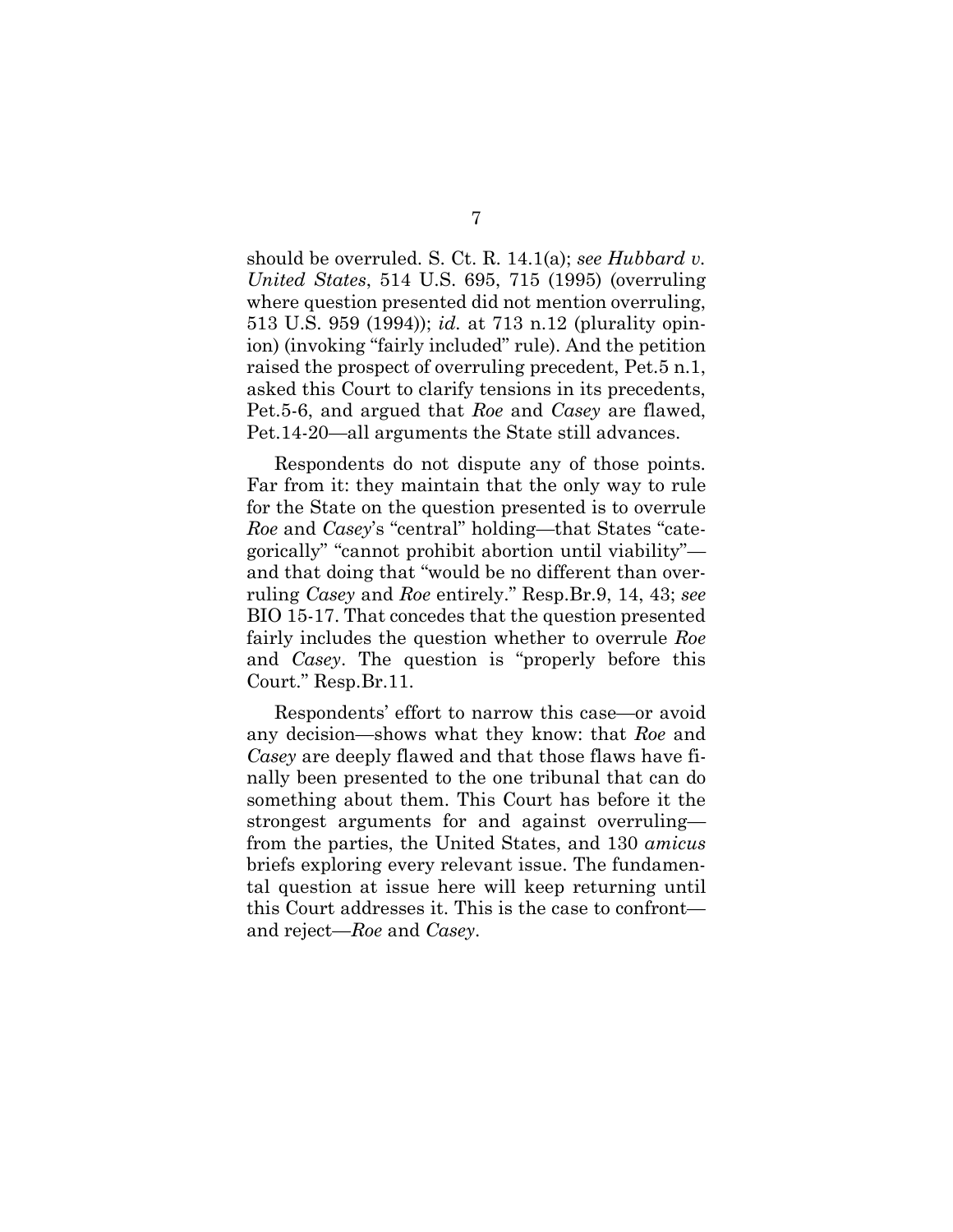should be overruled. S. Ct. R. 14.1(a); *see Hubbard v. United States*, 514 U.S. 695, 715 (1995) (overruling where question presented did not mention overruling, 513 U.S. 959 (1994)); *id.* at 713 n.12 (plurality opinion) (invoking "fairly included" rule). And the petition raised the prospect of overruling precedent, Pet.5 n.1, asked this Court to clarify tensions in its precedents, Pet.5-6, and argued that *Roe* and *Casey* are flawed, Pet.14-20—all arguments the State still advances.

Respondents do not dispute any of those points. Far from it: they maintain that the only way to rule for the State on the question presented is to overrule *Roe* and *Casey*'s "central" holding—that States "categorically" "cannot prohibit abortion until viability"—and that doing that "would be no different than overruling *Casey* and *Roe* entirely." Resp.Br.9, 14, 43; *see* BIO 15-17. That concedes that the question presented fairly includes the question whether to overrule *Roe* and *Casey*. The question is "properly before this Court." Resp.Br.11.

Respondents' effort to narrow this case—or avoid any decision—shows what they know: that *Roe* and *Casey* are deeply flawed and that those flaws have finally been presented to the one tribunal that can do something about them. This Court has before it the strongest arguments for and against overruling—from the parties, the United States, and 130 *amicus* briefs exploring every relevant issue. The fundamental question at issue here will keep returning until this Court addresses it. This is the case to confront—and reject—*Roe* and *Casey*.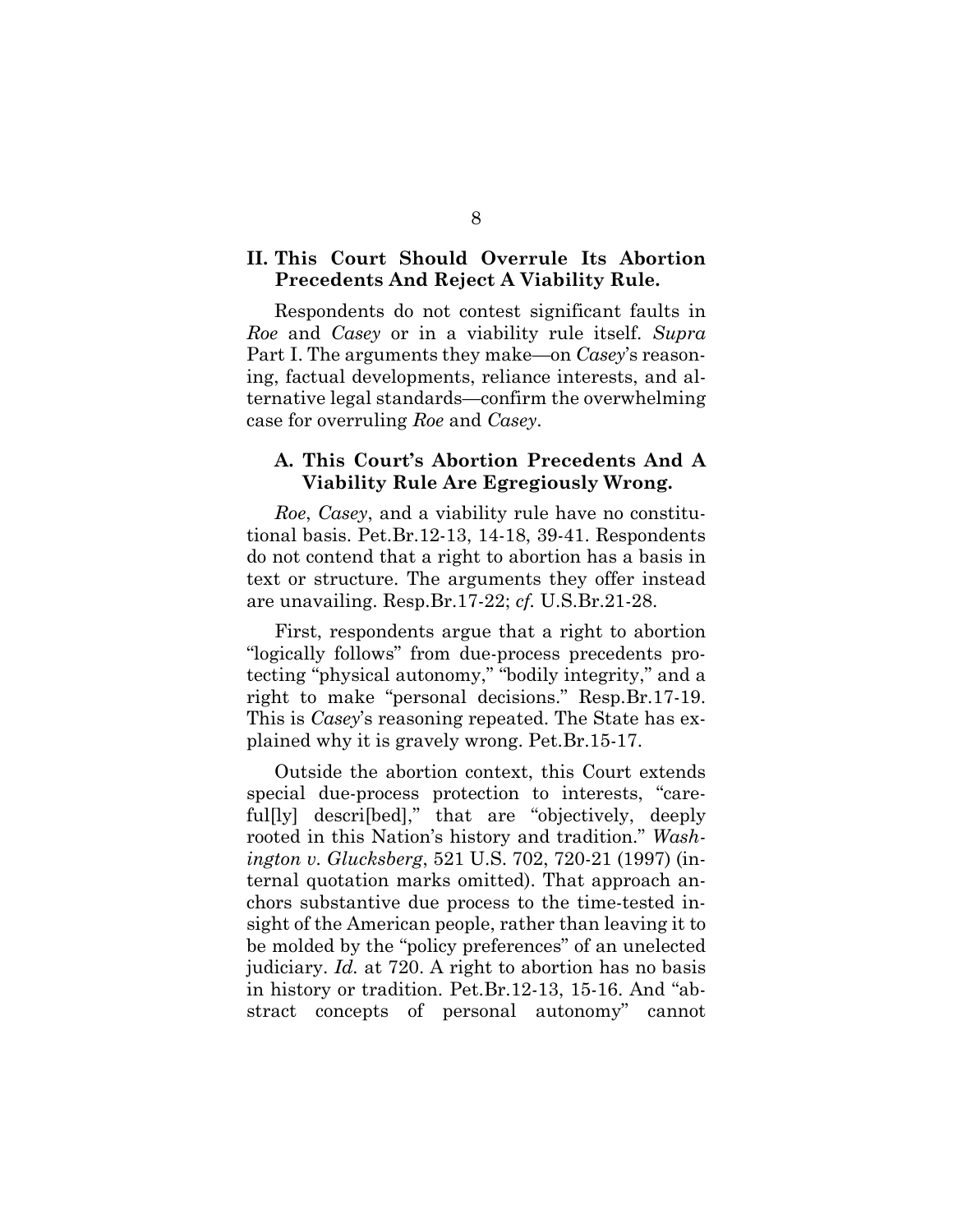## II. This Court Should Overrule Its Abortion Precedents And Reject A Viability Rule.

Respondents do not contest significant faults in *Roe* and *Casey* or in a viability rule itself. *Supra* Part I. The arguments they make—on *Casey*'s reasoning, factual developments, reliance interests, and alternative legal standards—confirm the overwhelming case for overruling *Roe* and *Casey*.

### A. This Court's Abortion Precedents And A Viability Rule Are Egregiously Wrong.

*Roe*, *Casey*, and a viability rule have no constitutional basis. Pet.Br.12-13, 14-18, 39-41. Respondents do not contend that a right to abortion has a basis in text or structure. The arguments they offer instead are unavailing. Resp.Br.17-22; *cf.* U.S.Br.21-28.

First, respondents argue that a right to abortion "logically follows" from due-process precedents protecting "physical autonomy," "bodily integrity," and a right to make "personal decisions." Resp.Br.17-19. This is *Casey*'s reasoning repeated. The State has explained why it is gravely wrong. Pet.Br.15-17.

Outside the abortion context, this Court extends special due-process protection to interests, "careful[ly] descri[bed]," that are "objectively, deeply rooted in this Nation's history and tradition." *Washington v. Glucksberg*, 521 U.S. 702, 720-21 (1997) (internal quotation marks omitted). That approach anchors substantive due process to the time-tested insight of the American people, rather than leaving it to be molded by the "policy preferences" of an unelected judiciary. *Id.* at 720. A right to abortion has no basis in history or tradition. Pet.Br.12-13, 15-16. And "abstract concepts of personal autonomy" cannot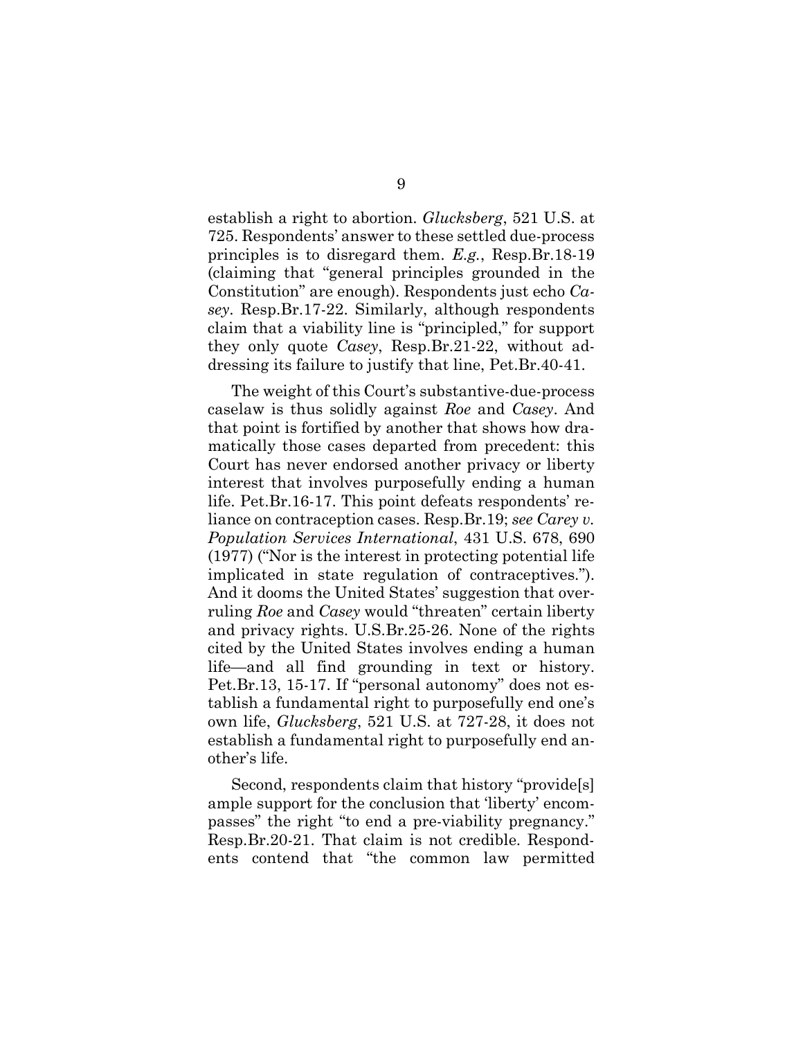establish a right to abortion. *Glucksberg*, 521 U.S. at 725. Respondents' answer to these settled due-process principles is to disregard them. *E.g.*, Resp.Br.18-19 (claiming that "general principles grounded in the Constitution" are enough). Respondents just echo *Casey*. Resp.Br.17-22. Similarly, although respondents claim that a viability line is "principled," for support they only quote *Casey*, Resp.Br.21-22, without addressing its failure to justify that line, Pet.Br.40-41.

The weight of this Court's substantive-due-process caselaw is thus solidly against *Roe* and *Casey*. And that point is fortified by another that shows how dramatically those cases departed from precedent: this Court has never endorsed another privacy or liberty interest that involves purposefully ending a human life. Pet.Br.16-17. This point defeats respondents' reliance on contraception cases. Resp.Br.19; *see Carey v. Population Services International*, 431 U.S. 678, 690 (1977) ("Nor is the interest in protecting potential life implicated in state regulation of contraceptives."). And it dooms the United States' suggestion that overruling *Roe* and *Casey* would "threaten" certain liberty and privacy rights. U.S.Br.25-26. None of the rights cited by the United States involves ending a human life—and all find grounding in text or history. Pet.Br.13, 15-17. If "personal autonomy" does not establish a fundamental right to purposefully end one's own life, *Glucksberg*, 521 U.S. at 727-28, it does not establish a fundamental right to purposefully end another's life.

Second, respondents claim that history "provide[s] ample support for the conclusion that 'liberty' encompasses" the right "to end a pre-viability pregnancy." Resp.Br.20-21. That claim is not credible. Respondents contend that "the common law permitted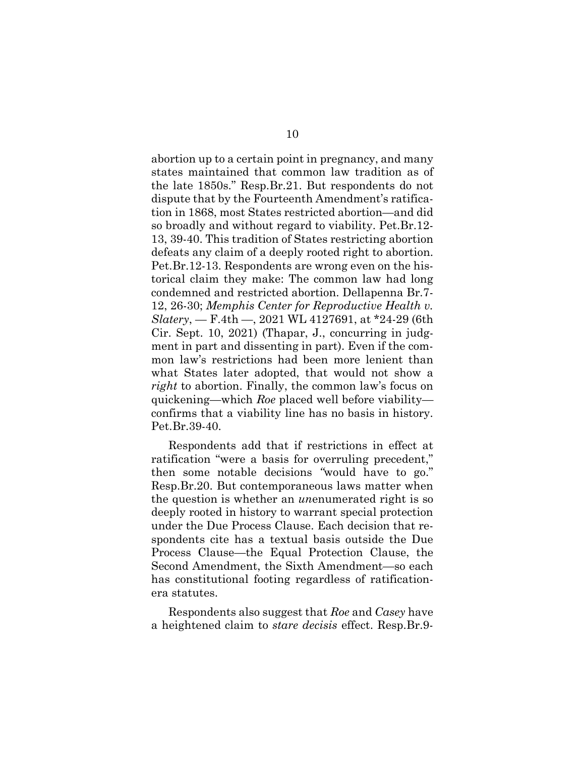abortion up to a certain point in pregnancy, and many states maintained that common law tradition as of the late 1850s." Resp.Br.21. But respondents do not dispute that by the Fourteenth Amendment's ratification in 1868, most States restricted abortion—and did so broadly and without regard to viability. Pet.Br.12-13, 39-40. This tradition of States restricting abortion defeats any claim of a deeply rooted right to abortion. Pet.Br.12-13. Respondents are wrong even on the historical claim they make: The common law had long condemned and restricted abortion. Dellapenna Br.7-12, 26-30; *Memphis Center for Reproductive Health v. Slatery*, — F.4th —, 2021 WL 4127691, at *24-29 (6th Cir. Sept. 10, 2021) (Thapar, J., concurring in judgment in part and dissenting in part). Even if the common law's restrictions had been more lenient than what States later adopted, that would not show a *right* to abortion. Finally, the common law's focus on quickening—which *Roe* placed well before viability—confirms that a viability line has no basis in history. Pet.Br.39-40.

Respondents add that if restrictions in effect at ratification "were a basis for overruling precedent," then some notable decisions "would have to go." Resp.Br.20. But contemporaneous laws matter when the question is whether an *un*enumerated right is so deeply rooted in history to warrant special protection under the Due Process Clause. Each decision that respondents cite has a textual basis outside the Due Process Clause—the Equal Protection Clause, the Second Amendment, the Sixth Amendment—so each has constitutional footing regardless of ratification-era statutes.

Respondents also suggest that *Roe* and *Casey* have a heightened claim to *stare decisis* effect. Resp.Br.9-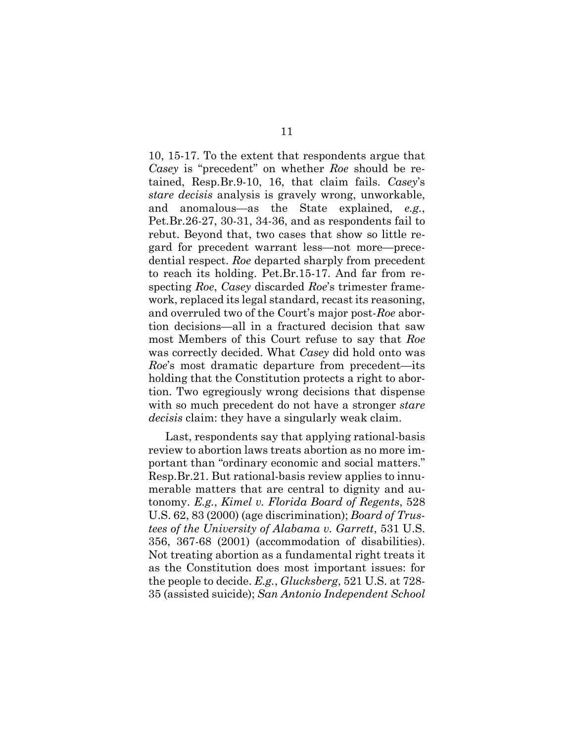10, 15-17. To the extent that respondents argue that *Casey* is "precedent" on whether *Roe* should be retained, Resp.Br.9-10, 16, that claim fails. *Casey*'s *stare decisis* analysis is gravely wrong, unworkable, and anomalous—as the State explained, *e.g.*, Pet.Br.26-27, 30-31, 34-36, and as respondents fail to rebut. Beyond that, two cases that show so little regard for precedent warrant less—not more—precedential respect. *Roe* departed sharply from precedent to reach its holding. Pet.Br.15-17. And far from respecting *Roe*, *Casey* discarded *Roe*'s trimester framework, replaced its legal standard, recast its reasoning, and overruled two of the Court's major post-*Roe* abortion decisions—all in a fractured decision that saw most Members of this Court refuse to say that *Roe* was correctly decided. What *Casey* did hold onto was *Roe*'s most dramatic departure from precedent—its holding that the Constitution protects a right to abortion. Two egregiously wrong decisions that dispense with so much precedent do not have a stronger *stare decisis* claim: they have a singularly weak claim.

Last, respondents say that applying rational-basis review to abortion laws treats abortion as no more important than "ordinary economic and social matters." Resp.Br.21. But rational-basis review applies to innumerable matters that are central to dignity and autonomy. *E.g.*, *Kimel v. Florida Board of Regents*, 528 U.S. 62, 83 (2000) (age discrimination); *Board of Trustees of the University of Alabama v. Garrett*, 531 U.S. 356, 367-68 (2001) (accommodation of disabilities). Not treating abortion as a fundamental right treats it as the Constitution does most important issues: for the people to decide. *E.g.*, *Glucksberg*, 521 U.S. at 728-35 (assisted suicide); *San Antonio Independent School*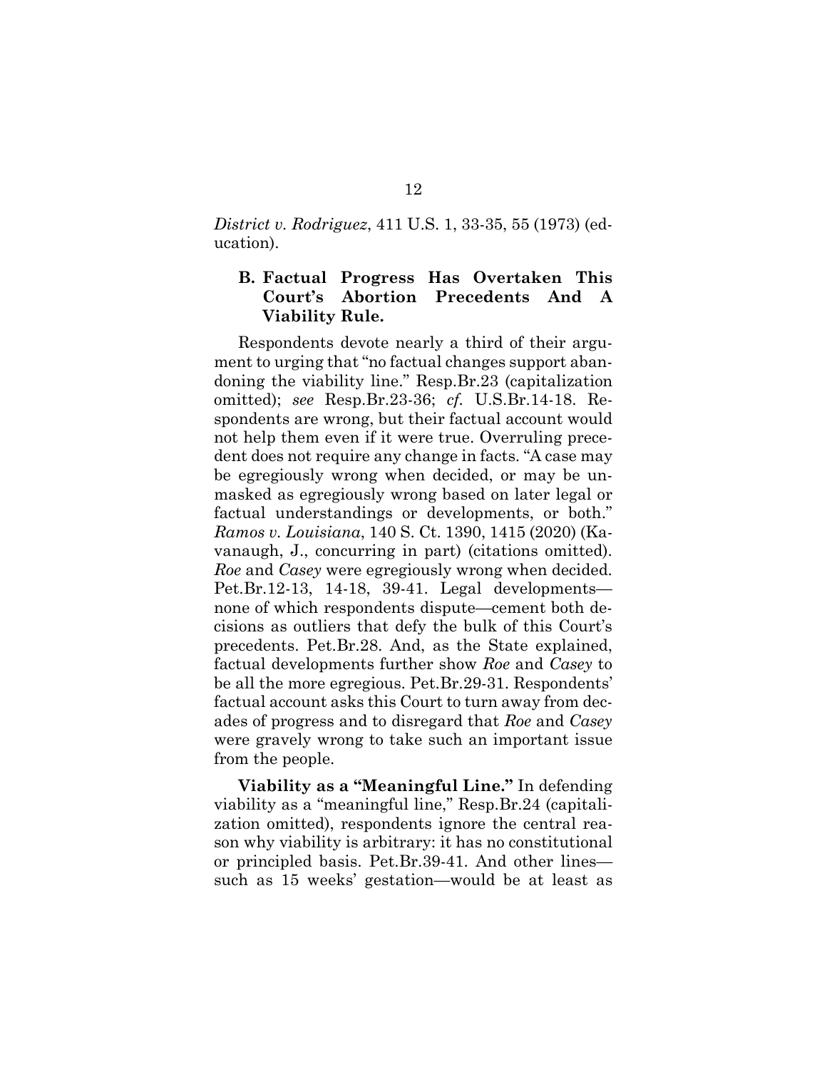*District v. Rodriguez*, 411 U.S. 1, 33-35, 55 (1973) (education).

### B. Factual Progress Has Overtaken This Court's Abortion Precedents And A Viability Rule.

Respondents devote nearly a third of their argument to urging that "no factual changes support abandoning the viability line." Resp.Br.23 (capitalization omitted); *see* Resp.Br.23-36; *cf.* U.S.Br.14-18. Respondents are wrong, but their factual account would not help them even if it were true. Overruling precedent does not require any change in facts. "A case may be egregiously wrong when decided, or may be unmasked as egregiously wrong based on later legal or factual understandings or developments, or both." *Ramos v. Louisiana*, 140 S. Ct. 1390, 1415 (2020) (Kavanaugh, J., concurring in part) (citations omitted). *Roe* and *Casey* were egregiously wrong when decided. Pet.Br.12-13, 14-18, 39-41. Legal developments—none of which respondents dispute—cement both decisions as outliers that defy the bulk of this Court's precedents. Pet.Br.28. And, as the State explained, factual developments further show *Roe* and *Casey* to be all the more egregious. Pet.Br.29-31. Respondents' factual account asks this Court to turn away from decades of progress and to disregard that *Roe* and *Casey* were gravely wrong to take such an important issue from the people.

**Viability as a "Meaningful Line."** In defending viability as a "meaningful line," Resp.Br.24 (capitalization omitted), respondents ignore the central reason why viability is arbitrary: it has no constitutional or principled basis. Pet.Br.39-41. And other lines—such as 15 weeks' gestation—would be at least as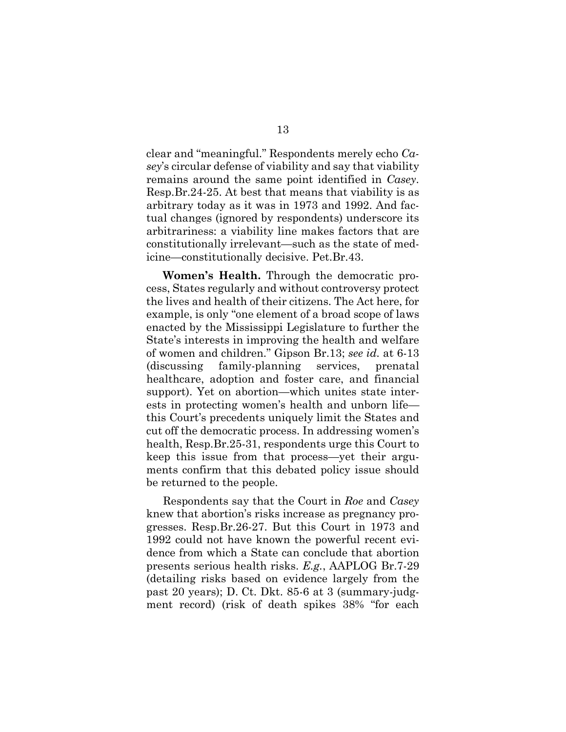clear and "meaningful." Respondents merely echo *Casey*'s circular defense of viability and say that viability remains around the same point identified in *Casey*. Resp.Br.24-25. At best that means that viability is as arbitrary today as it was in 1973 and 1992. And factual changes (ignored by respondents) underscore its arbitrariness: a viability line makes factors that are constitutionally irrelevant—such as the state of medicine—constitutionally decisive. Pet.Br.43.

**Women's Health.** Through the democratic process, States regularly and without controversy protect the lives and health of their citizens. The Act here, for example, is only "one element of a broad scope of laws enacted by the Mississippi Legislature to further the State's interests in improving the health and welfare of women and children." Gipson Br.13; *see id.* at 6-13 (discussing family-planning services, prenatal healthcare, adoption and foster care, and financial support). Yet on abortion—which unites state interests in protecting women's health and unborn life—this Court's precedents uniquely limit the States and cut off the democratic process. In addressing women's health, Resp.Br.25-31, respondents urge this Court to keep this issue from that process—yet their arguments confirm that this debated policy issue should be returned to the people.

Respondents say that the Court in *Roe* and *Casey* knew that abortion's risks increase as pregnancy progresses. Resp.Br.26-27. But this Court in 1973 and 1992 could not have known the powerful recent evidence from which a State can conclude that abortion presents serious health risks. *E.g.*, AAPLOG Br.7-29 (detailing risks based on evidence largely from the past 20 years); D. Ct. Dkt. 85-6 at 3 (summary-judgment record) (risk of death spikes 38% "for each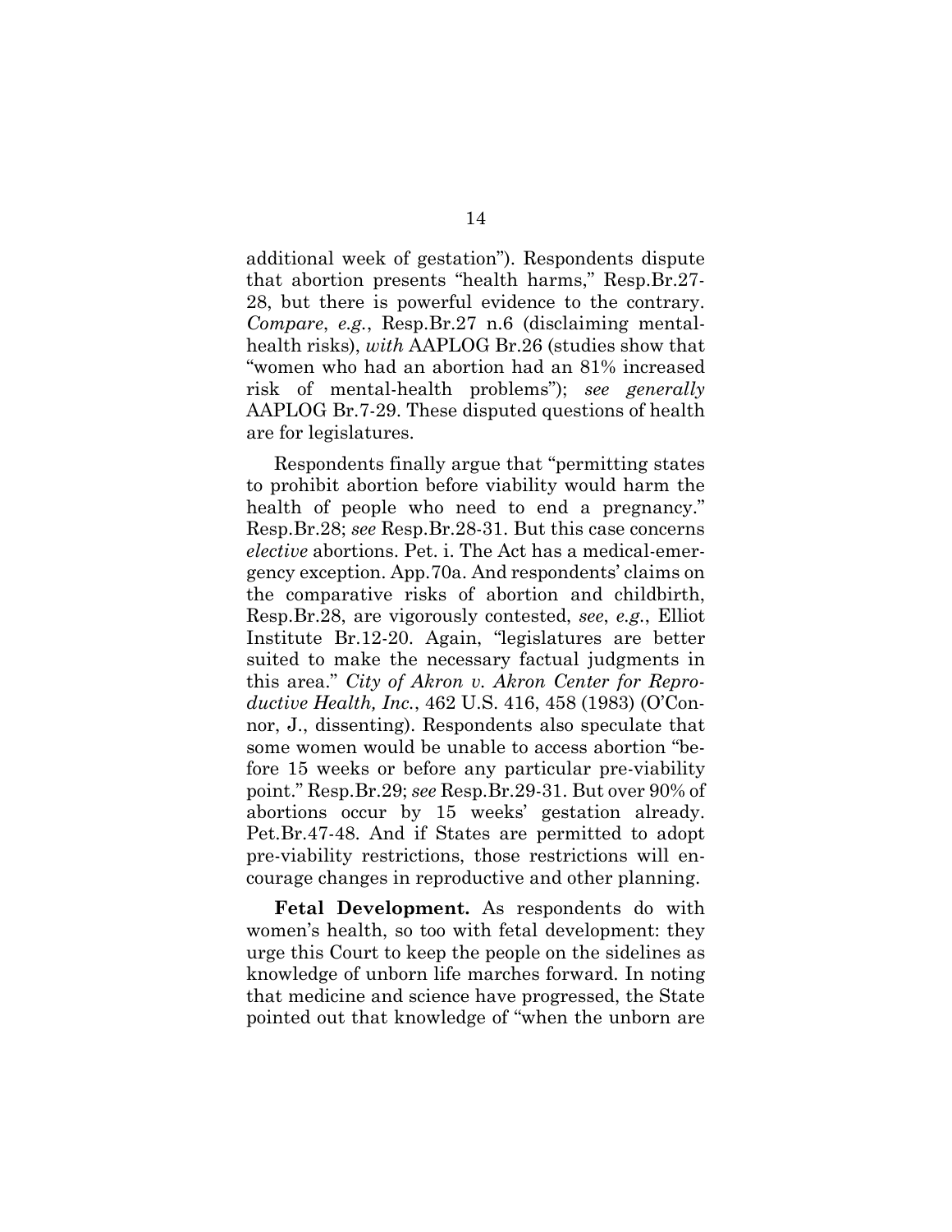additional week of gestation"). Respondents dispute that abortion presents "health harms," Resp.Br.27-28, but there is powerful evidence to the contrary. *Compare*, *e.g.*, Resp.Br.27 n.6 (disclaiming mental-health risks), *with* AAPLOG Br.26 (studies show that "women who had an abortion had an 81% increased risk of mental-health problems"); *see generally* AAPLOG Br.7-29. These disputed questions of health are for legislatures.

Respondents finally argue that "permitting states to prohibit abortion before viability would harm the health of people who need to end a pregnancy." Resp.Br.28; *see* Resp.Br.28-31. But this case concerns *elective* abortions. Pet. i. The Act has a medical-emergency exception. App.70a. And respondents' claims on the comparative risks of abortion and childbirth, Resp.Br.28, are vigorously contested, *see*, *e.g.*, Elliot Institute Br.12-20. Again, "legislatures are better suited to make the necessary factual judgments in this area." *City of Akron v. Akron Center for Reproductive Health, Inc.*, 462 U.S. 416, 458 (1983) (O'Connor, J., dissenting). Respondents also speculate that some women would be unable to access abortion "before 15 weeks or before any particular pre-viability point." Resp.Br.29; *see* Resp.Br.29-31. But over 90% of abortions occur by 15 weeks' gestation already. Pet.Br.47-48. And if States are permitted to adopt pre-viability restrictions, those restrictions will encourage changes in reproductive and other planning.

**Fetal Development.** As respondents do with women's health, so too with fetal development: they urge this Court to keep the people on the sidelines as knowledge of unborn life marches forward. In noting that medicine and science have progressed, the State pointed out that knowledge of "when the unborn are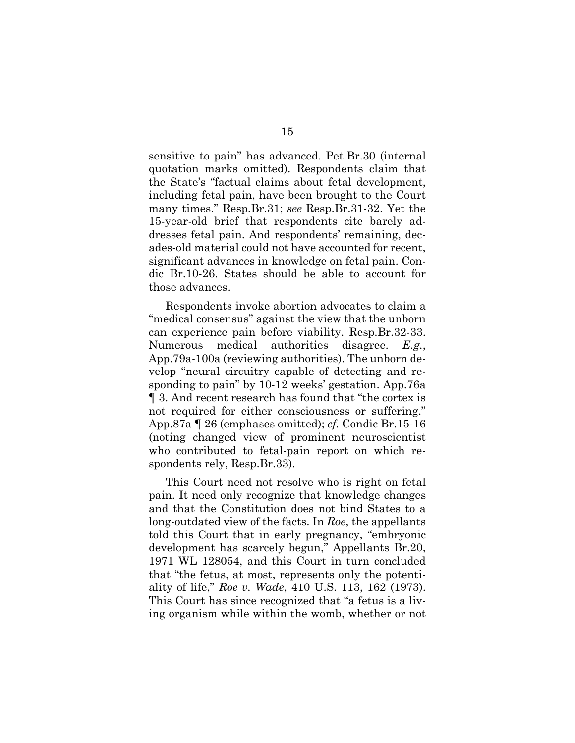sensitive to pain" has advanced. Pet.Br.30 (internal quotation marks omitted). Respondents claim that the State's "factual claims about fetal development, including fetal pain, have been brought to the Court many times." Resp.Br.31; *see* Resp.Br.31-32. Yet the 15-year-old brief that respondents cite barely addresses fetal pain. And respondents' remaining, decades-old material could not have accounted for recent, significant advances in knowledge on fetal pain. Condic Br.10-26. States should be able to account for those advances.

Respondents invoke abortion advocates to claim a "medical consensus" against the view that the unborn can experience pain before viability. Resp.Br.32-33. Numerous medical authorities disagree. *E.g.*, App.79a-100a (reviewing authorities). The unborn develop "neural circuitry capable of detecting and responding to pain" by 10-12 weeks' gestation. App.76a ¶ 3. And recent research has found that "the cortex is not required for either consciousness or suffering." App.87a ¶ 26 (emphases omitted); *cf.* Condic Br.15-16 (noting changed view of prominent neuroscientist who contributed to fetal-pain report on which respondents rely, Resp.Br.33).

This Court need not resolve who is right on fetal pain. It need only recognize that knowledge changes and that the Constitution does not bind States to a long-outdated view of the facts. In *Roe*, the appellants told this Court that in early pregnancy, "embryonic development has scarcely begun," Appellants Br.20, 1971 WL 128054, and this Court in turn concluded that "the fetus, at most, represents only the potentiality of life," *Roe v. Wade*, 410 U.S. 113, 162 (1973). This Court has since recognized that "a fetus is a living organism while within the womb, whether or not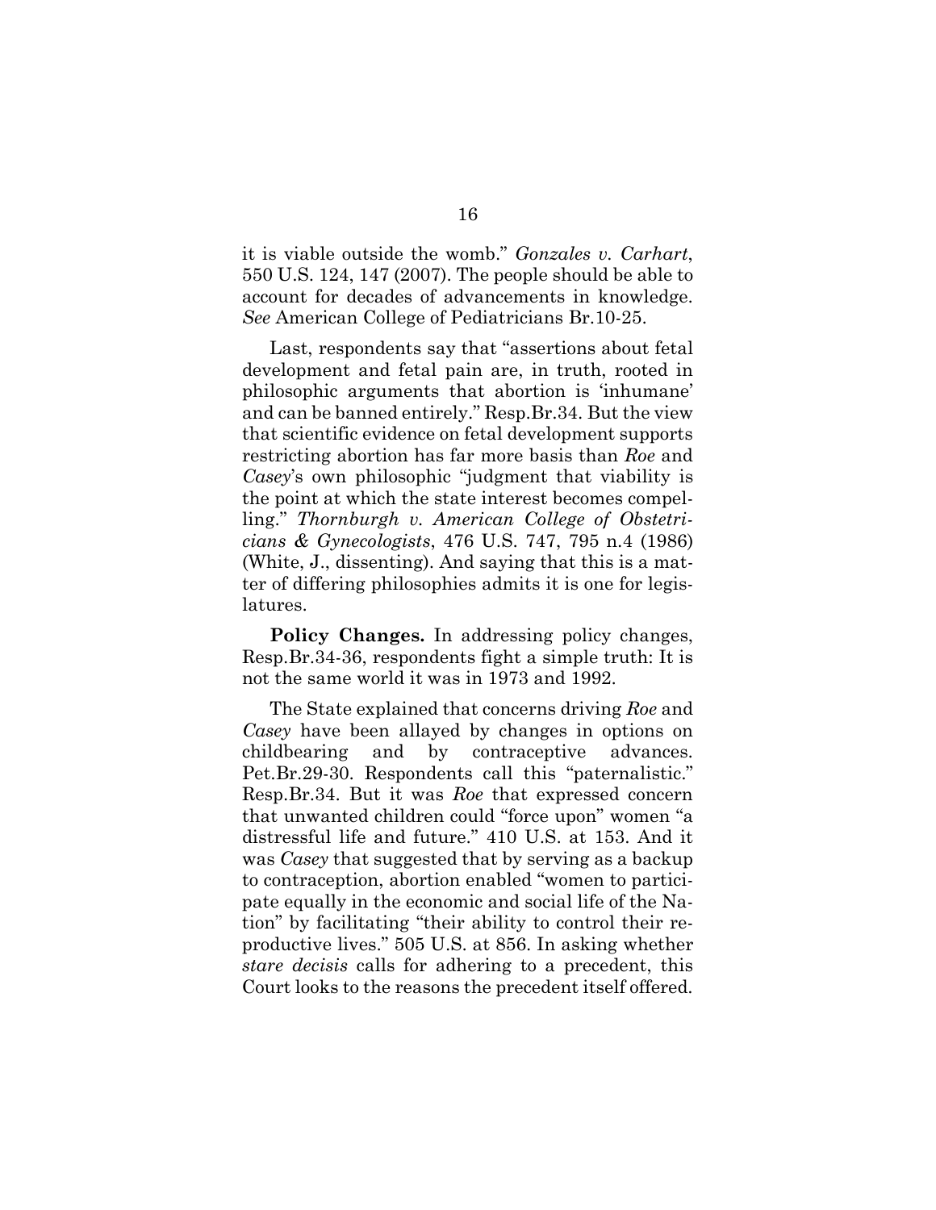it is viable outside the womb." *Gonzales v. Carhart*, 550 U.S. 124, 147 (2007). The people should be able to account for decades of advancements in knowledge. *See* American College of Pediatricians Br.10-25.

Last, respondents say that "assertions about fetal development and fetal pain are, in truth, rooted in philosophic arguments that abortion is 'inhumane' and can be banned entirely." Resp.Br.34. But the view that scientific evidence on fetal development supports restricting abortion has far more basis than *Roe* and *Casey*'s own philosophic "judgment that viability is the point at which the state interest becomes compelling." *Thornburgh v. American College of Obstetricians & Gynecologists*, 476 U.S. 747, 795 n.4 (1986) (White, J., dissenting). And saying that this is a matter of differing philosophies admits it is one for legislatures.

**Policy Changes.** In addressing policy changes, Resp.Br.34-36, respondents fight a simple truth: It is not the same world it was in 1973 and 1992.

The State explained that concerns driving *Roe* and *Casey* have been allayed by changes in options on childbearing and by contraceptive advances. Pet.Br.29-30. Respondents call this "paternalistic." Resp.Br.34. But it was *Roe* that expressed concern that unwanted children could "force upon" women "a distressful life and future." 410 U.S. at 153. And it was *Casey* that suggested that by serving as a backup to contraception, abortion enabled "women to participate equally in the economic and social life of the Nation" by facilitating "their ability to control their reproductive lives." 505 U.S. at 856. In asking whether *stare decisis* calls for adhering to a precedent, this Court looks to the reasons the precedent itself offered.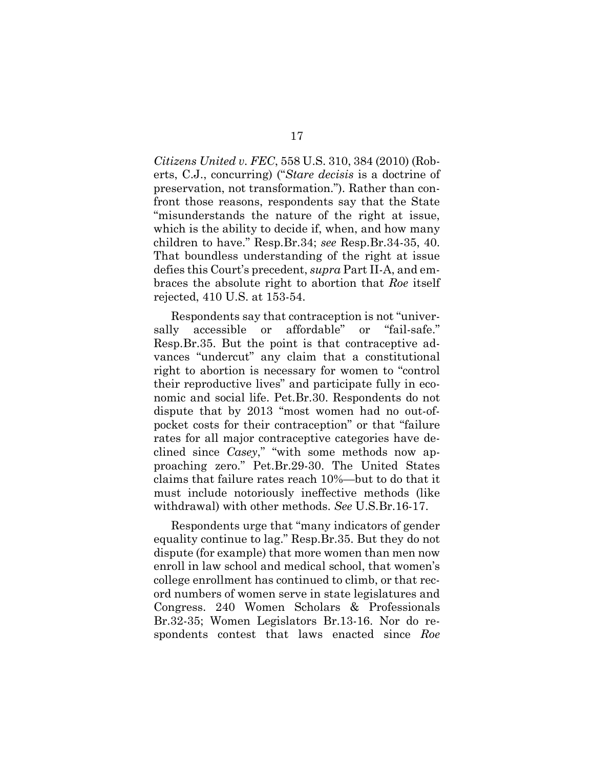*Citizens United v. FEC*, 558 U.S. 310, 384 (2010) (Roberts, C.J., concurring) ("*Stare decisis* is a doctrine of preservation, not transformation."). Rather than confront those reasons, respondents say that the State "misunderstands the nature of the right at issue, which is the ability to decide if, when, and how many children to have." Resp.Br.34; *see* Resp.Br.34-35, 40. That boundless understanding of the right at issue defies this Court's precedent, *supra* Part II-A, and embraces the absolute right to abortion that *Roe* itself rejected, 410 U.S. at 153-54.

Respondents say that contraception is not "universally accessible or affordable" or "fail-safe." Resp.Br.35. But the point is that contraceptive advances "undercut" any claim that a constitutional right to abortion is necessary for women to "control their reproductive lives" and participate fully in economic and social life. Pet.Br.30. Respondents do not dispute that by 2013 "most women had no out-of-pocket costs for their contraception" or that "failure rates for all major contraceptive categories have declined since *Casey*," "with some methods now approaching zero." Pet.Br.29-30. The United States claims that failure rates reach 10%—but to do that it must include notoriously ineffective methods (like withdrawal) with other methods. *See* U.S.Br.16-17.

Respondents urge that "many indicators of gender equality continue to lag." Resp.Br.35. But they do not dispute (for example) that more women than men now enroll in law school and medical school, that women's college enrollment has continued to climb, or that record numbers of women serve in state legislatures and Congress. 240 Women Scholars & Professionals Br.32-35; Women Legislators Br.13-16. Nor do respondents contest that laws enacted since *Roe*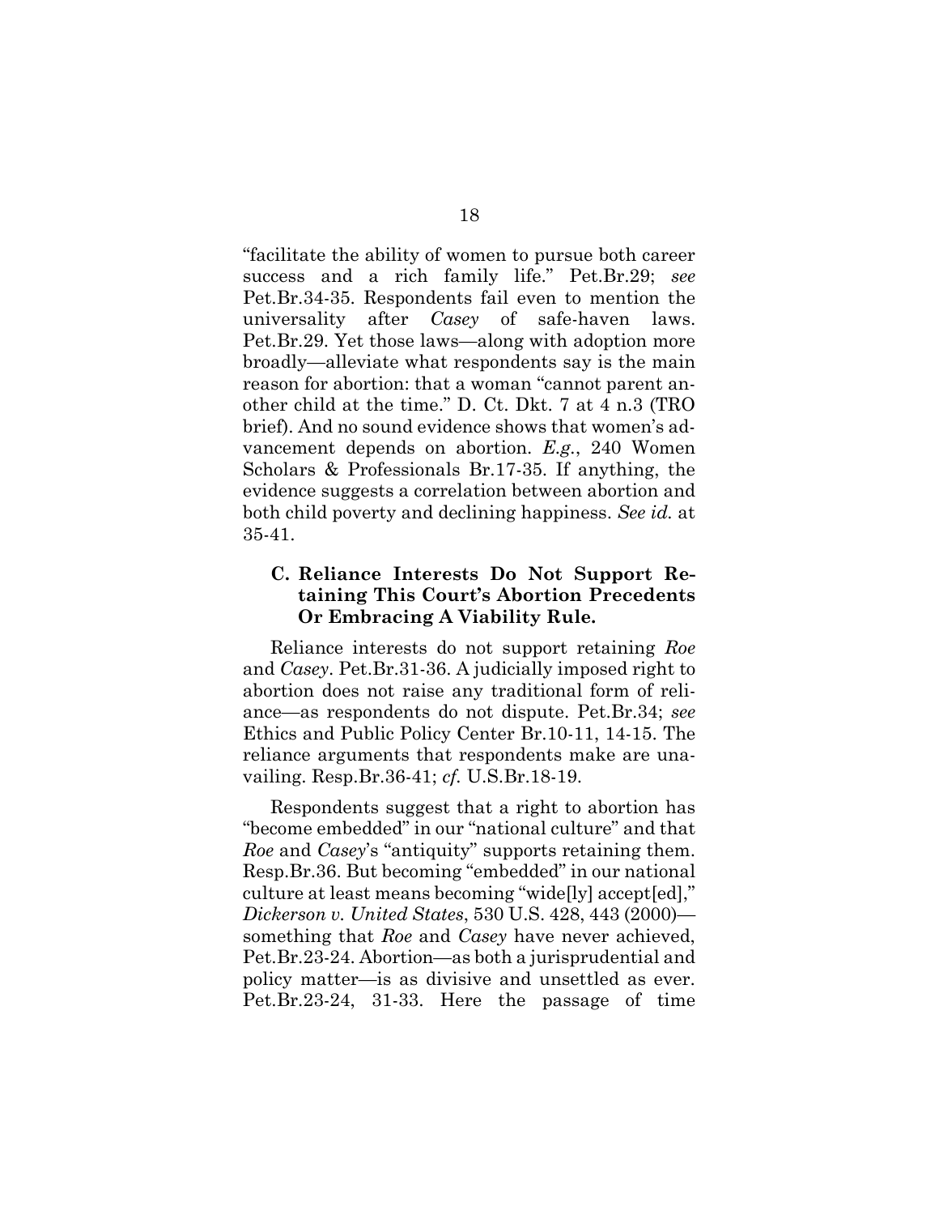"facilitate the ability of women to pursue both career success and a rich family life." Pet.Br.29; *see* Pet.Br.34-35. Respondents fail even to mention the universality after *Casey* of safe-haven laws. Pet.Br.29. Yet those laws—along with adoption more broadly—alleviate what respondents say is the main reason for abortion: that a woman "cannot parent another child at the time." D. Ct. Dkt. 7 at 4 n.3 (TRO brief). And no sound evidence shows that women's advancement depends on abortion. *E.g.*, 240 Women Scholars & Professionals Br.17-35. If anything, the evidence suggests a correlation between abortion and both child poverty and declining happiness. *See id.* at 35-41.

### C. Reliance Interests Do Not Support Retaining This Court's Abortion Precedents Or Embracing A Viability Rule.

Reliance interests do not support retaining *Roe* and *Casey*. Pet.Br.31-36. A judicially imposed right to abortion does not raise any traditional form of reliance—as respondents do not dispute. Pet.Br.34; *see* Ethics and Public Policy Center Br.10-11, 14-15. The reliance arguments that respondents make are unavailing. Resp.Br.36-41; *cf.* U.S.Br.18-19.

Respondents suggest that a right to abortion has "become embedded" in our "national culture" and that *Roe* and *Casey*'s "antiquity" supports retaining them. Resp.Br.36. But becoming "embedded" in our national culture at least means becoming "wide[ly] accept[ed]," *Dickerson v. United States*, 530 U.S. 428, 443 (2000)—something that *Roe* and *Casey* have never achieved, Pet.Br.23-24. Abortion—as both a jurisprudential and policy matter—is as divisive and unsettled as ever. Pet.Br.23-24, 31-33. Here the passage of time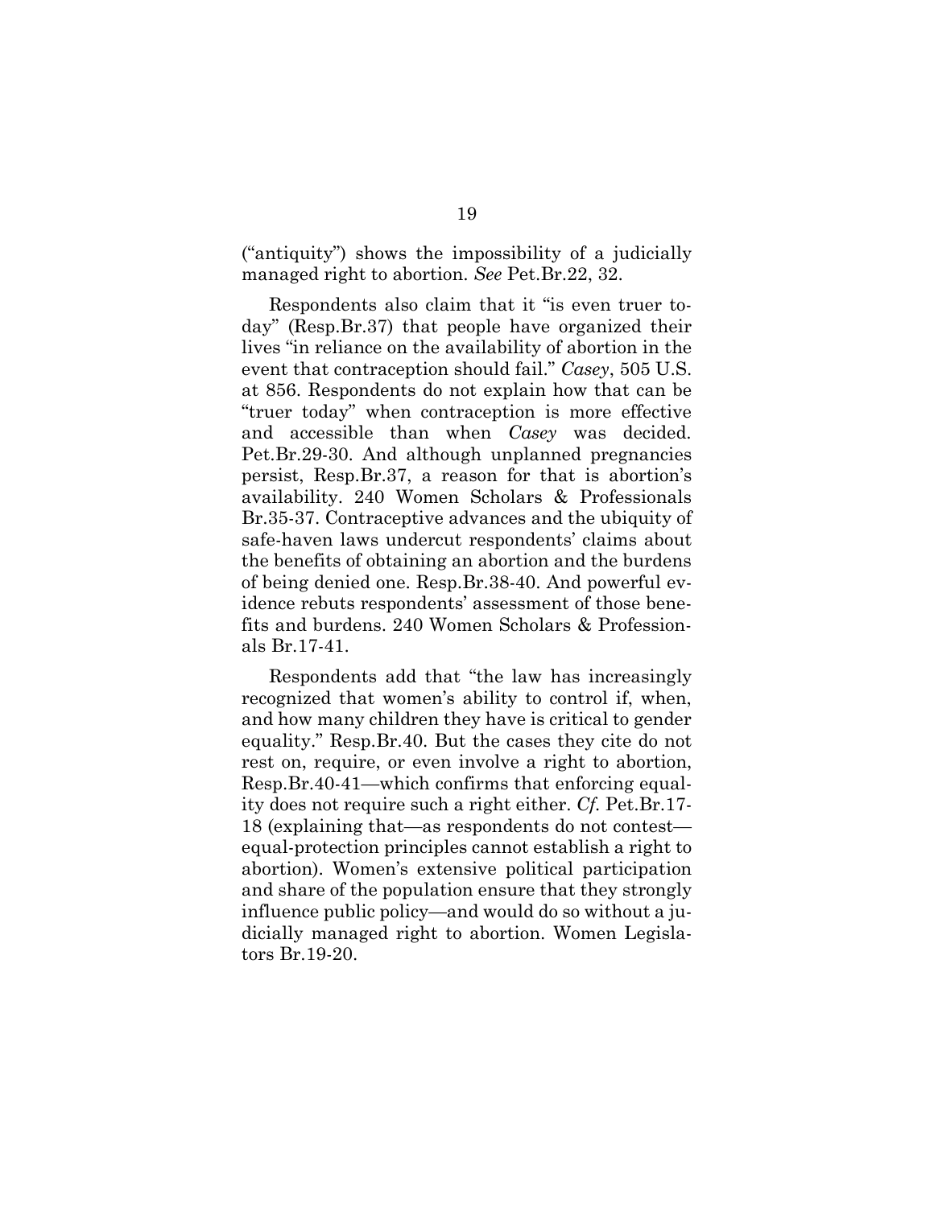("antiquity") shows the impossibility of a judicially managed right to abortion. *See* Pet.Br.22, 32.

Respondents also claim that it "is even truer today" (Resp.Br.37) that people have organized their lives "in reliance on the availability of abortion in the event that contraception should fail." *Casey*, 505 U.S. at 856. Respondents do not explain how that can be "truer today" when contraception is more effective and accessible than when *Casey* was decided. Pet.Br.29-30. And although unplanned pregnancies persist, Resp.Br.37, a reason for that is abortion's availability. 240 Women Scholars & Professionals Br.35-37. Contraceptive advances and the ubiquity of safe-haven laws undercut respondents' claims about the benefits of obtaining an abortion and the burdens of being denied one. Resp.Br.38-40. And powerful evidence rebuts respondents' assessment of those benefits and burdens. 240 Women Scholars & Professionals Br.17-41.

Respondents add that "the law has increasingly recognized that women's ability to control if, when, and how many children they have is critical to gender equality." Resp.Br.40. But the cases they cite do not rest on, require, or even involve a right to abortion, Resp.Br.40-41—which confirms that enforcing equality does not require such a right either. *Cf.* Pet.Br.17-18 (explaining that—as respondents do not contest—equal-protection principles cannot establish a right to abortion). Women's extensive political participation and share of the population ensure that they strongly influence public policy—and would do so without a judicially managed right to abortion. Women Legislators Br.19-20.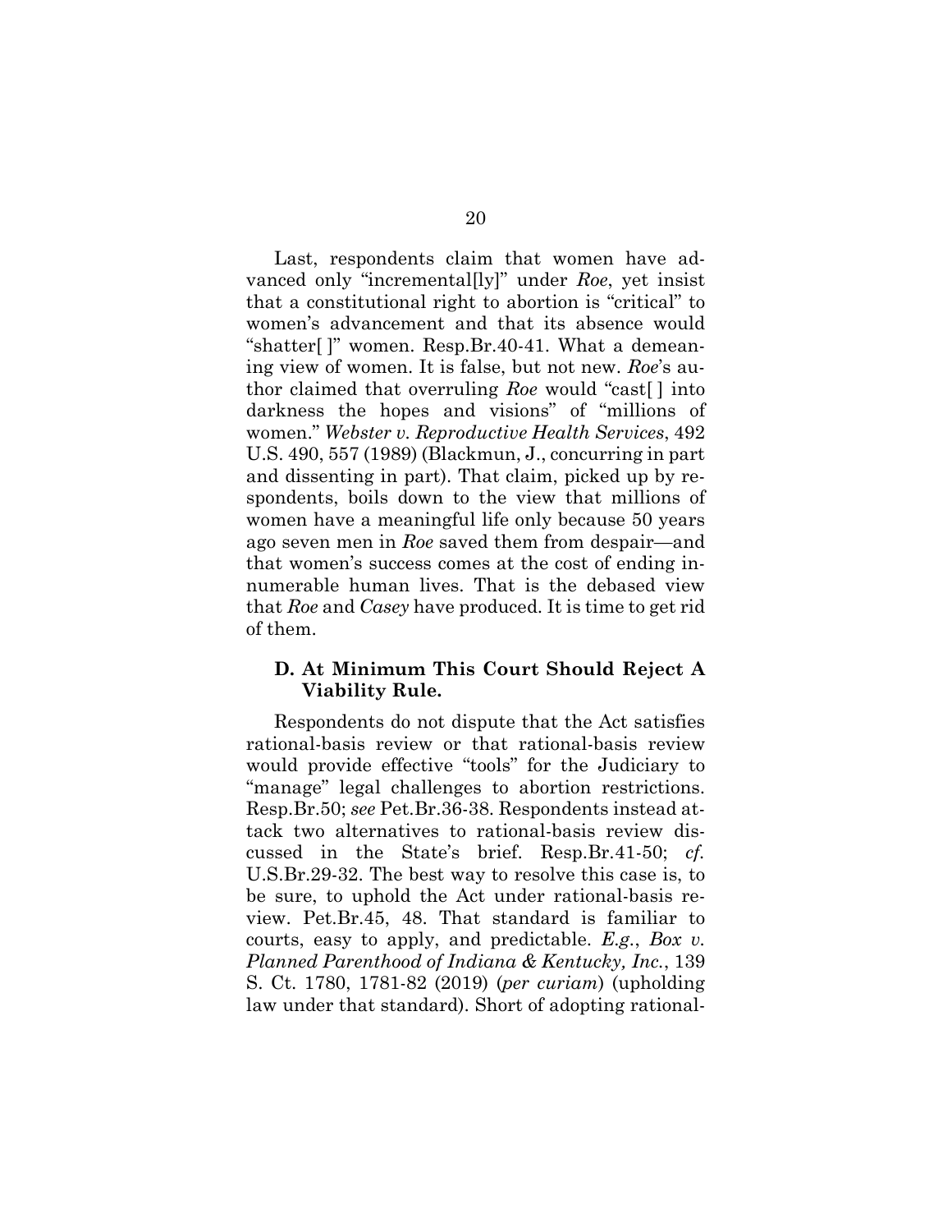Last, respondents claim that women have advanced only "incremental[ly]" under *Roe*, yet insist that a constitutional right to abortion is "critical" to women's advancement and that its absence would "shatter[ ]" women. Resp.Br.40-41. What a demeaning view of women. It is false, but not new. *Roe*'s author claimed that overruling *Roe* would "cast[ ] into darkness the hopes and visions" of "millions of women." *Webster v. Reproductive Health Services*, 492 U.S. 490, 557 (1989) (Blackmun, J., concurring in part and dissenting in part). That claim, picked up by respondents, boils down to the view that millions of women have a meaningful life only because 50 years ago seven men in *Roe* saved them from despair—and that women's success comes at the cost of ending innumerable human lives. That is the debased view that *Roe* and *Casey* have produced. It is time to get rid of them.

### D. At Minimum This Court Should Reject A Viability Rule.

Respondents do not dispute that the Act satisfies rational-basis review or that rational-basis review would provide effective "tools" for the Judiciary to "manage" legal challenges to abortion restrictions. Resp.Br.50; *see* Pet.Br.36-38. Respondents instead attack two alternatives to rational-basis review discussed in the State's brief. Resp.Br.41-50; *cf.* U.S.Br.29-32. The best way to resolve this case is, to be sure, to uphold the Act under rational-basis review. Pet.Br.45, 48. That standard is familiar to courts, easy to apply, and predictable. *E.g.*, *Box v. Planned Parenthood of Indiana & Kentucky, Inc.*, 139 S. Ct. 1780, 1781-82 (2019) (*per curiam*) (upholding law under that standard). Short of adopting rational-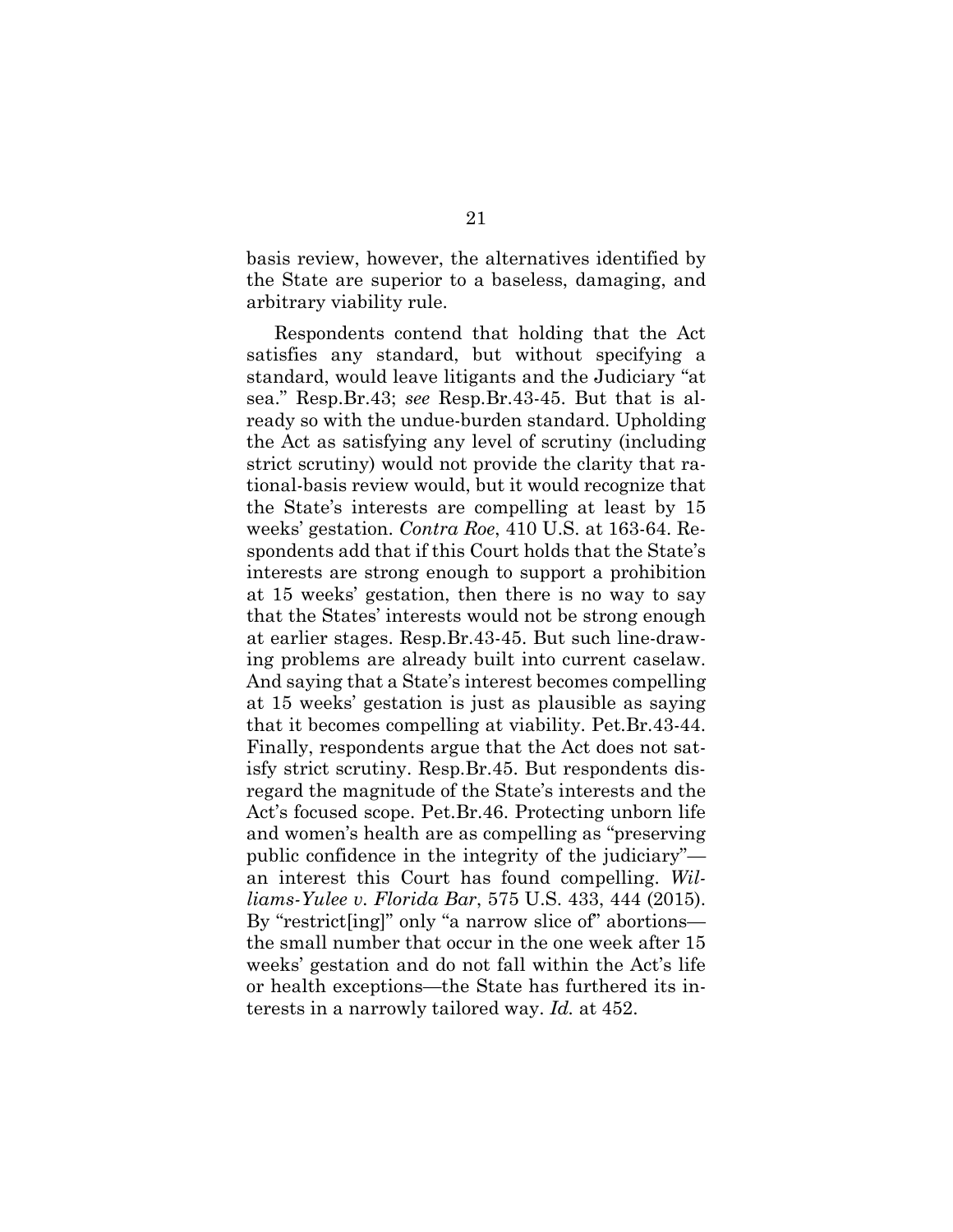basis review, however, the alternatives identified by the State are superior to a baseless, damaging, and arbitrary viability rule.

Respondents contend that holding that the Act satisfies any standard, but without specifying a standard, would leave litigants and the Judiciary "at sea." Resp.Br.43; *see* Resp.Br.43-45. But that is already so with the undue-burden standard. Upholding the Act as satisfying any level of scrutiny (including strict scrutiny) would not provide the clarity that rational-basis review would, but it would recognize that the State's interests are compelling at least by 15 weeks' gestation. *Contra Roe*, 410 U.S. at 163-64. Respondents add that if this Court holds that the State's interests are strong enough to support a prohibition at 15 weeks' gestation, then there is no way to say that the States' interests would not be strong enough at earlier stages. Resp.Br.43-45. But such line-drawing problems are already built into current caselaw. And saying that a State's interest becomes compelling at 15 weeks' gestation is just as plausible as saying that it becomes compelling at viability. Pet.Br.43-44. Finally, respondents argue that the Act does not satisfy strict scrutiny. Resp.Br.45. But respondents disregard the magnitude of the State's interests and the Act's focused scope. Pet.Br.46. Protecting unborn life and women's health are as compelling as "preserving public confidence in the integrity of the judiciary"—an interest this Court has found compelling. *Williams-Yulee v. Florida Bar*, 575 U.S. 433, 444 (2015). By "restrict[ing]" only "a narrow slice of" abortions—the small number that occur in the one week after 15 weeks' gestation and do not fall within the Act's life or health exceptions—the State has furthered its interests in a narrowly tailored way. *Id.* at 452.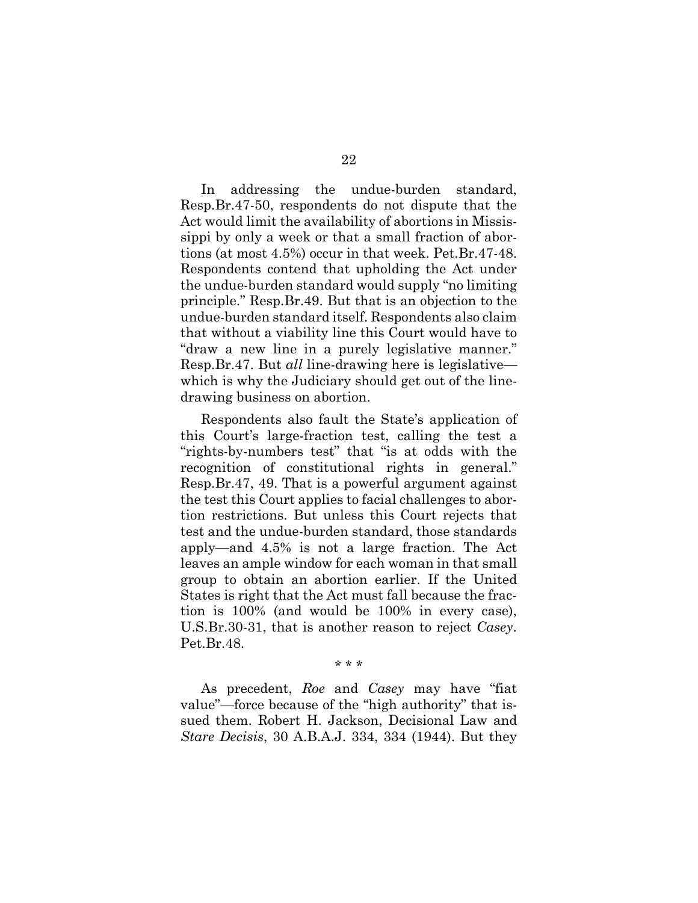In addressing the undue-burden standard, Resp.Br.47-50, respondents do not dispute that the Act would limit the availability of abortions in Mississippi by only a week or that a small fraction of abortions (at most 4.5%) occur in that week. Pet.Br.47-48. Respondents contend that upholding the Act under the undue-burden standard would supply "no limiting principle." Resp.Br.49. But that is an objection to the undue-burden standard itself. Respondents also claim that without a viability line this Court would have to "draw a new line in a purely legislative manner." Resp.Br.47. But *all* line-drawing here is legislative—which is why the Judiciary should get out of the line-drawing business on abortion.

Respondents also fault the State's application of this Court's large-fraction test, calling the test a "rights-by-numbers test" that "is at odds with the recognition of constitutional rights in general." Resp.Br.47, 49. That is a powerful argument against the test this Court applies to facial challenges to abortion restrictions. But unless this Court rejects that test and the undue-burden standard, those standards apply—and 4.5% is not a large fraction. The Act leaves an ample window for each woman in that small group to obtain an abortion earlier. If the United States is right that the Act must fall because the fraction is 100% (and would be 100% in every case), U.S.Br.30-31, that is another reason to reject *Casey*. Pet.Br.48.

\* \* \*

As precedent, *Roe* and *Casey* may have "fiat value"—force because of the "high authority" that issued them. Robert H. Jackson, Decisional Law and *Stare Decisis*, 30 A.B.A.J. 334, 334 (1944). But they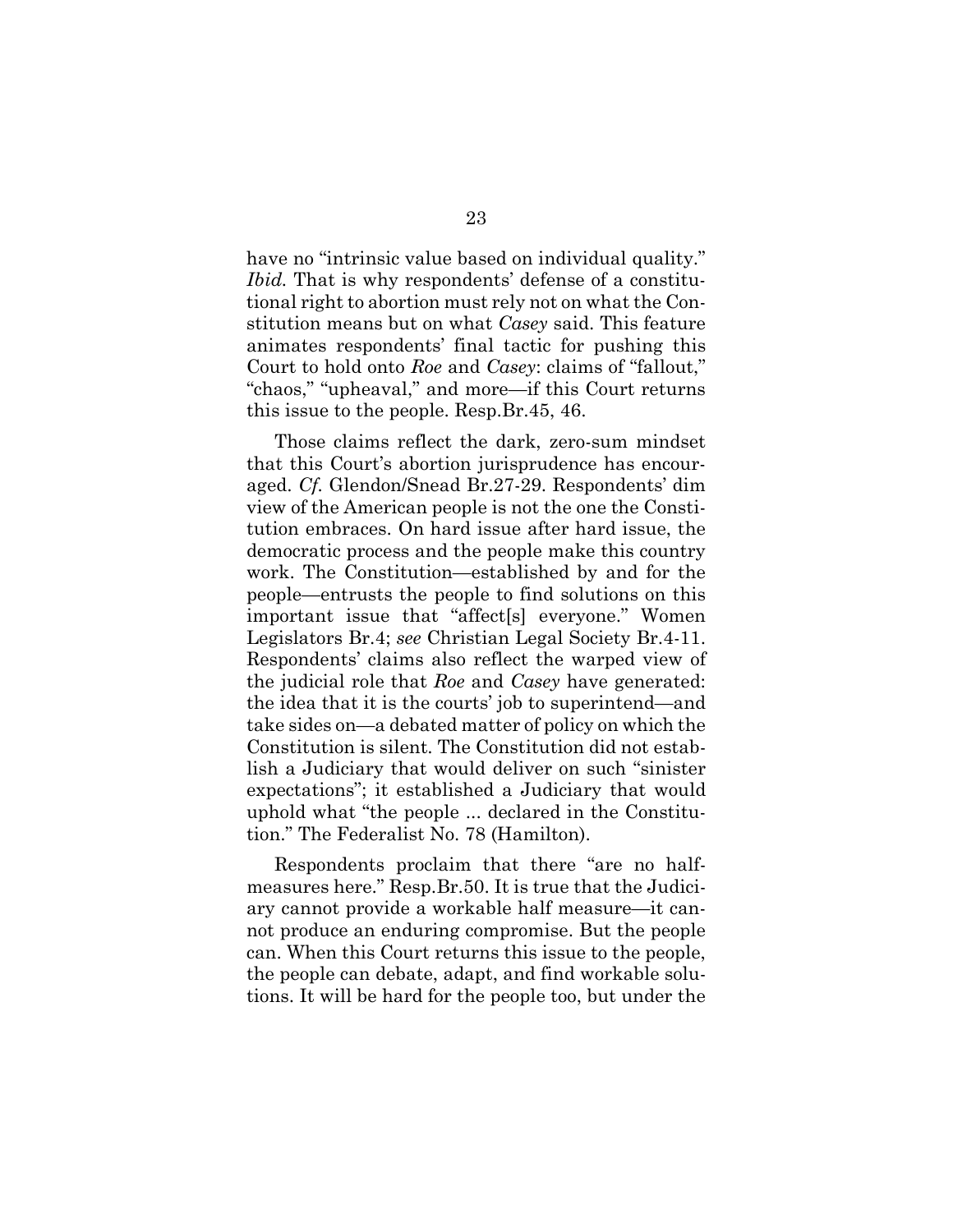have no "intrinsic value based on individual quality." *Ibid.* That is why respondents' defense of a constitutional right to abortion must rely not on what the Constitution means but on what *Casey* said. This feature animates respondents' final tactic for pushing this Court to hold onto *Roe* and *Casey*: claims of "fallout," "chaos," "upheaval," and more—if this Court returns this issue to the people. Resp.Br.45, 46.

Those claims reflect the dark, zero-sum mindset that this Court's abortion jurisprudence has encouraged. *Cf.* Glendon/Snead Br.27-29. Respondents' dim view of the American people is not the one the Constitution embraces. On hard issue after hard issue, the democratic process and the people make this country work. The Constitution—established by and for the people—entrusts the people to find solutions on this important issue that "affect[s] everyone." Women Legislators Br.4; *see* Christian Legal Society Br.4-11. Respondents' claims also reflect the warped view of the judicial role that *Roe* and *Casey* have generated: the idea that it is the courts' job to superintend—and take sides on—a debated matter of policy on which the Constitution is silent. The Constitution did not establish a Judiciary that would deliver on such "sinister expectations"; it established a Judiciary that would uphold what "the people ... declared in the Constitution." The Federalist No. 78 (Hamilton).

Respondents proclaim that there "are no half-measures here." Resp.Br.50. It is true that the Judiciary cannot provide a workable half measure—it cannot produce an enduring compromise. But the people can. When this Court returns this issue to the people, the people can debate, adapt, and find workable solutions. It will be hard for the people too, but under the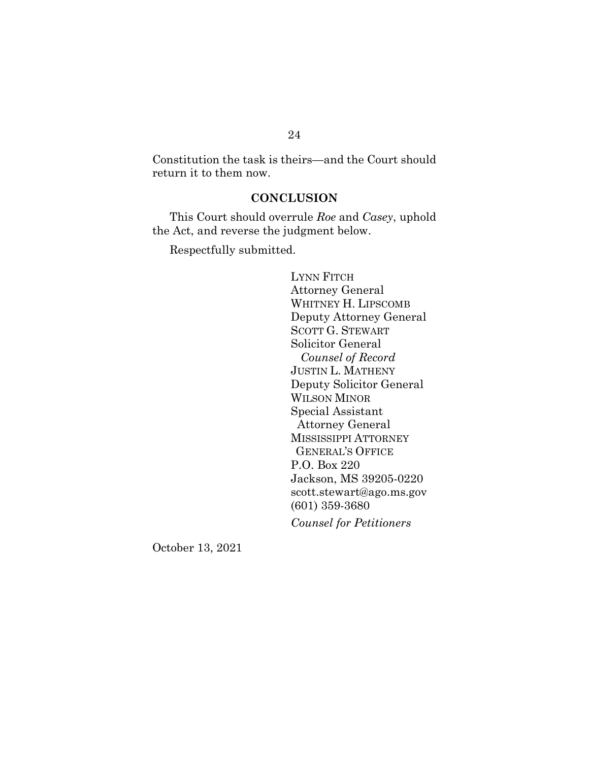Constitution the task is theirs—and the Court should return it to them now.

## CONCLUSION

This Court should overrule *Roe* and *Casey*, uphold the Act, and reverse the judgment below.

Respectfully submitted.

LYNN FITCH
Attorney General
WHITNEY H. LIPSCOMB
Deputy Attorney General
SCOTT G. STEWART
Solicitor General
*Counsel of Record*
JUSTIN L. MATHENY
Deputy Solicitor General
WILSON MINOR
Special Assistant
Attorney General
MISSISSIPPI ATTORNEY
GENERAL'S OFFICE
P.O. Box 220
Jackson, MS 39205-0220
scott.stewart@ago.ms.gov
(601) 359-3680

*Counsel for Petitioners*

October 13, 2021